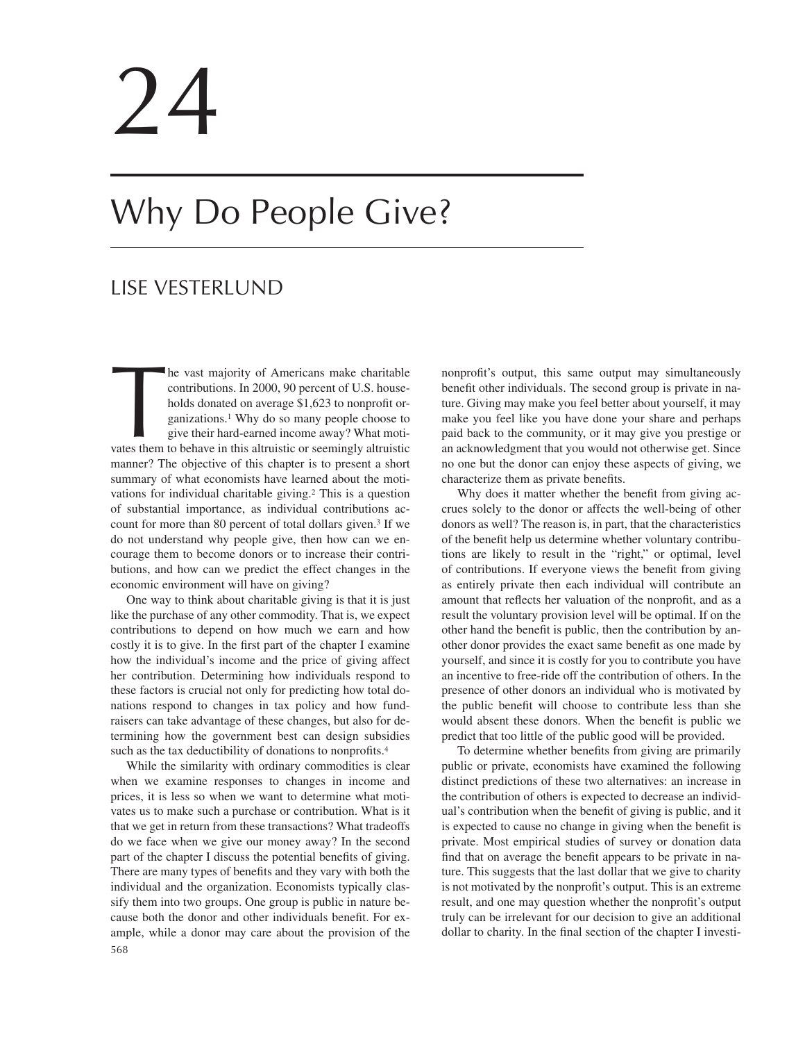# 24

# Why Do People Give?

## LISE VESTERLUND

The vast majority of Americans make charitable contributions. In 2000, 90 percent of U.S. households donated on average $1,623 to nonprofit organizations.[1] Why do so many people choose to give their hard-earned income away? What motivates them to behave in this altruistic or seemingly altruistic manner? The objective of this chapter is to present a short summary of what economists have learned about the motivations for individual charitable giving.[2] This is a question of substantial importance, as individual contributions account for more than 80 percent of total dollars given.[3] If we do not understand why people give, then how can we encourage them to become donors or to increase their contributions, and how can we predict the effect changes in the economic environment will have on giving?

One way to think about charitable giving is that it is just like the purchase of any other commodity. That is, we expect contributions to depend on how much we earn and how costly it is to give. In the first part of the chapter I examine how the individual's income and the price of giving affect her contribution. Determining how individuals respond to these factors is crucial not only for predicting how total donations respond to changes in tax policy and how fundraisers can take advantage of these changes, but also for determining how the government best can design subsidies such as the tax deductibility of donations to nonprofits.[4]

While the similarity with ordinary commodities is clear when we examine responses to changes in income and prices, it is less so when we want to determine what motivates us to make such a purchase or contribution. What is it that we get in return from these transactions? What tradeoffs do we face when we give our money away? In the second part of the chapter I discuss the potential benefits of giving. There are many types of benefits and they vary with both the individual and the organization. Economists typically classify them into two groups. One group is public in nature because both the donor and other individuals benefit. For example, while a donor may care about the provision of the nonprofit's output, this same output may simultaneously benefit other individuals. The second group is private in nature. Giving may make you feel better about yourself, it may make you feel like you have done your share and perhaps paid back to the community, or it may give you prestige or an acknowledgment that you would not otherwise get. Since no one but the donor can enjoy these aspects of giving, we characterize them as private benefits.

Why does it matter whether the benefit from giving accrues solely to the donor or affects the well-being of other donors as well? The reason is, in part, that the characteristics of the benefit help us determine whether voluntary contributions are likely to result in the "right," or optimal, level of contributions. If everyone views the benefit from giving as entirely private then each individual will contribute an amount that reflects her valuation of the nonprofit, and as a result the voluntary provision level will be optimal. If on the other hand the benefit is public, then the contribution by another donor provides the exact same benefit as one made by yourself, and since it is costly for you to contribute you have an incentive to free-ride off the contribution of others. In the presence of other donors an individual who is motivated by the public benefit will choose to contribute less than she would absent these donors. When the benefit is public we predict that too little of the public good will be provided.

To determine whether benefits from giving are primarily public or private, economists have examined the following distinct predictions of these two alternatives: an increase in the contribution of others is expected to decrease an individual's contribution when the benefit of giving is public, and it is expected to cause no change in giving when the benefit is private. Most empirical studies of survey or donation data find that on average the benefit appears to be private in nature. This suggests that the last dollar that we give to charity is not motivated by the nonprofit's output. This is an extreme result, and one may question whether the nonprofit's output truly can be irrelevant for our decision to give an additional dollar to charity. In the final section of the chapter I investi-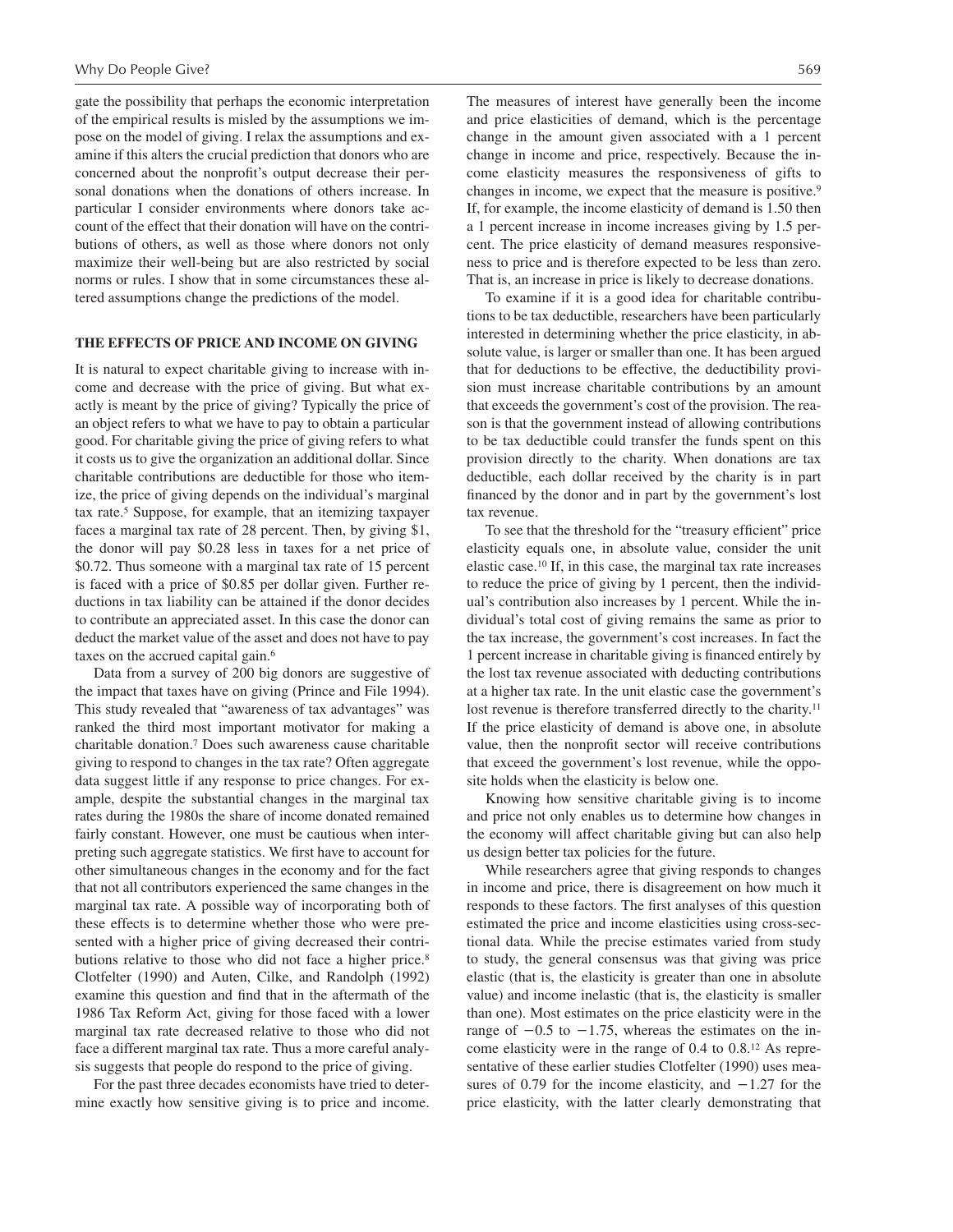gate the possibility that perhaps the economic interpretation of the empirical results is misled by the assumptions we impose on the model of giving. I relax the assumptions and examine if this alters the crucial prediction that donors who are concerned about the nonprofit's output decrease their personal donations when the donations of others increase. In particular I consider environments where donors take account of the effect that their donation will have on the contributions of others, as well as those where donors not only maximize their well-being but are also restricted by social norms or rules. I show that in some circumstances these altered assumptions change the predictions of the model.

## THE EFFECTS OF PRICE AND INCOME ON GIVING

It is natural to expect charitable giving to increase with income and decrease with the price of giving. But what exactly is meant by the price of giving? Typically the price of an object refers to what we have to pay to obtain a particular good. For charitable giving the price of giving refers to what it costs us to give the organization an additional dollar. Since charitable contributions are deductible for those who itemize, the price of giving depends on the individual's marginal tax rate.[5] Suppose, for example, that an itemizing taxpayer faces a marginal tax rate of 28 percent. Then, by giving \$1, the donor will pay \$0.28 less in taxes for a net price of \$0.72. Thus someone with a marginal tax rate of 15 percent is faced with a price of \$0.85 per dollar given. Further reductions in tax liability can be attained if the donor decides to contribute an appreciated asset. In this case the donor can deduct the market value of the asset and does not have to pay taxes on the accrued capital gain.[6]

Data from a survey of 200 big donors are suggestive of the impact that taxes have on giving (Prince and File 1994). This study revealed that "awareness of tax advantages" was ranked the third most important motivator for making a charitable donation.[7] Does such awareness cause charitable giving to respond to changes in the tax rate? Often aggregate data suggest little if any response to price changes. For example, despite the substantial changes in the marginal tax rates during the 1980s the share of income donated remained fairly constant. However, one must be cautious when interpreting such aggregate statistics. We first have to account for other simultaneous changes in the economy and for the fact that not all contributors experienced the same changes in the marginal tax rate. A possible way of incorporating both of these effects is to determine whether those who were presented with a higher price of giving decreased their contributions relative to those who did not face a higher price.[8] Clotfelter (1990) and Auten, Cilke, and Randolph (1992) examine this question and find that in the aftermath of the 1986 Tax Reform Act, giving for those faced with a lower marginal tax rate decreased relative to those who did not face a different marginal tax rate. Thus a more careful analysis suggests that people do respond to the price of giving.

For the past three decades economists have tried to determine exactly how sensitive giving is to price and income. The measures of interest have generally been the income and price elasticities of demand, which is the percentage change in the amount given associated with a 1 percent change in income and price, respectively. Because the income elasticity measures the responsiveness of gifts to changes in income, we expect that the measure is positive.[9] If, for example, the income elasticity of demand is 1.50 then a 1 percent increase in income increases giving by 1.5 percent. The price elasticity of demand measures responsiveness to price and is therefore expected to be less than zero. That is, an increase in price is likely to decrease donations.

To examine if it is a good idea for charitable contributions to be tax deductible, researchers have been particularly interested in determining whether the price elasticity, in absolute value, is larger or smaller than one. It has been argued that for deductions to be effective, the deductibility provision must increase charitable contributions by an amount that exceeds the government's cost of the provision. The reason is that the government instead of allowing contributions to be tax deductible could transfer the funds spent on this provision directly to the charity. When donations are tax deductible, each dollar received by the charity is in part financed by the donor and in part by the government's lost tax revenue.

To see that the threshold for the "treasury efficient" price elasticity equals one, in absolute value, consider the unit elastic case.[10] If, in this case, the marginal tax rate increases to reduce the price of giving by 1 percent, then the individual's contribution also increases by 1 percent. While the individual's total cost of giving remains the same as prior to the tax increase, the government's cost increases. In fact the 1 percent increase in charitable giving is financed entirely by the lost tax revenue associated with deducting contributions at a higher tax rate. In the unit elastic case the government's lost revenue is therefore transferred directly to the charity.[11] If the price elasticity of demand is above one, in absolute value, then the nonprofit sector will receive contributions that exceed the government's lost revenue, while the opposite holds when the elasticity is below one.

Knowing how sensitive charitable giving is to income and price not only enables us to determine how changes in the economy will affect charitable giving but can also help us design better tax policies for the future.

While researchers agree that giving responds to changes in income and price, there is disagreement on how much it responds to these factors. The first analyses of this question estimated the price and income elasticities using cross-sectional data. While the precise estimates varied from study to study, the general consensus was that giving was price elastic (that is, the elasticity is greater than one in absolute value) and income inelastic (that is, the elasticity is smaller than one). Most estimates on the price elasticity were in the range of $-0.5$ to $-1.75$, whereas the estimates on the income elasticity were in the range of 0.4 to 0.8.[12] As representative of these earlier studies Clotfelter (1990) uses measures of 0.79 for the income elasticity, and $-1.27$ for the price elasticity, with the latter clearly demonstrating that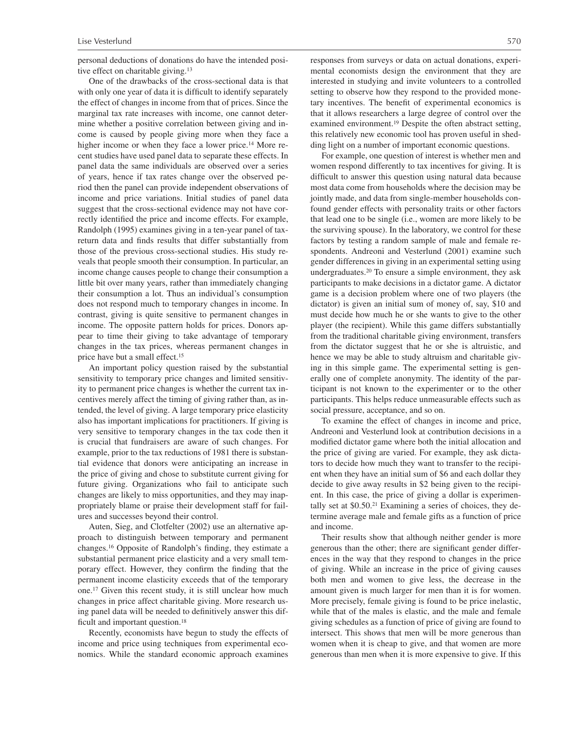personal deductions of donations do have the intended positive effect on charitable giving.[13]

One of the drawbacks of the cross-sectional data is that with only one year of data it is difficult to identify separately the effect of changes in income from that of prices. Since the marginal tax rate increases with income, one cannot determine whether a positive correlation between giving and income is caused by people giving more when they face a higher income or when they face a lower price.[14] More recent studies have used panel data to separate these effects. In panel data the same individuals are observed over a series of years, hence if tax rates change over the observed period then the panel can provide independent observations of income and price variations. Initial studies of panel data suggest that the cross-sectional evidence may not have correctly identified the price and income effects. For example, Randolph (1995) examines giving in a ten-year panel of tax-return data and finds results that differ substantially from those of the previous cross-sectional studies. His study reveals that people smooth their consumption. In particular, an income change causes people to change their consumption a little bit over many years, rather than immediately changing their consumption a lot. Thus an individual's consumption does not respond much to temporary changes in income. In contrast, giving is quite sensitive to permanent changes in income. The opposite pattern holds for prices. Donors appear to time their giving to take advantage of temporary changes in the tax prices, whereas permanent changes in price have but a small effect.[15]

An important policy question raised by the substantial sensitivity to temporary price changes and limited sensitivity to permanent price changes is whether the current tax incentives merely affect the timing of giving rather than, as intended, the level of giving. A large temporary price elasticity also has important implications for practitioners. If giving is very sensitive to temporary changes in the tax code then it is crucial that fundraisers are aware of such changes. For example, prior to the tax reductions of 1981 there is substantial evidence that donors were anticipating an increase in the price of giving and chose to substitute current giving for future giving. Organizations who fail to anticipate such changes are likely to miss opportunities, and they may inappropriately blame or praise their development staff for failures and successes beyond their control.

Auten, Sieg, and Clotfelter (2002) use an alternative approach to distinguish between temporary and permanent changes.[16] Opposite of Randolph's finding, they estimate a substantial permanent price elasticity and a very small temporary effect. However, they confirm the finding that the permanent income elasticity exceeds that of the temporary one.[17] Given this recent study, it is still unclear how much changes in price affect charitable giving. More research using panel data will be needed to definitively answer this difficult and important question.[18]

Recently, economists have begun to study the effects of income and price using techniques from experimental economics. While the standard economic approach examines responses from surveys or data on actual donations, experimental economists design the environment that they are interested in studying and invite volunteers to a controlled setting to observe how they respond to the provided monetary incentives. The benefit of experimental economics is that it allows researchers a large degree of control over the examined environment.[19] Despite the often abstract setting, this relatively new economic tool has proven useful in shedding light on a number of important economic questions.

For example, one question of interest is whether men and women respond differently to tax incentives for giving. It is difficult to answer this question using natural data because most data come from households where the decision may be jointly made, and data from single-member households confound gender effects with personality traits or other factors that lead one to be single (i.e., women are more likely to be the surviving spouse). In the laboratory, we control for these factors by testing a random sample of male and female respondents. Andreoni and Vesterlund (2001) examine such gender differences in giving in an experimental setting using undergraduates.[20] To ensure a simple environment, they ask participants to make decisions in a dictator game. A dictator game is a decision problem where one of two players (the dictator) is given an initial sum of money of, say, $10 and must decide how much he or she wants to give to the other player (the recipient). While this game differs substantially from the traditional charitable giving environment, transfers from the dictator suggest that he or she is altruistic, and hence we may be able to study altruism and charitable giving in this simple game. The experimental setting is generally one of complete anonymity. The identity of the participant is not known to the experimenter or to the other participants. This helps reduce unmeasurable effects such as social pressure, acceptance, and so on.

To examine the effect of changes in income and price, Andreoni and Vesterlund look at contribution decisions in a modified dictator game where both the initial allocation and the price of giving are varied. For example, they ask dictators to decide how much they want to transfer to the recipient when they have an initial sum of $6 and each dollar they decide to give away results in $2 being given to the recipient. In this case, the price of giving a dollar is experimentally set at $0.50.[21] Examining a series of choices, they determine average male and female gifts as a function of price and income.

Their results show that although neither gender is more generous than the other; there are significant gender differences in the way that they respond to changes in the price of giving. While an increase in the price of giving causes both men and women to give less, the decrease in the amount given is much larger for men than it is for women. More precisely, female giving is found to be price inelastic, while that of the males is elastic, and the male and female giving schedules as a function of price of giving are found to intersect. This shows that men will be more generous than women when it is cheap to give, and that women are more generous than men when it is more expensive to give. If this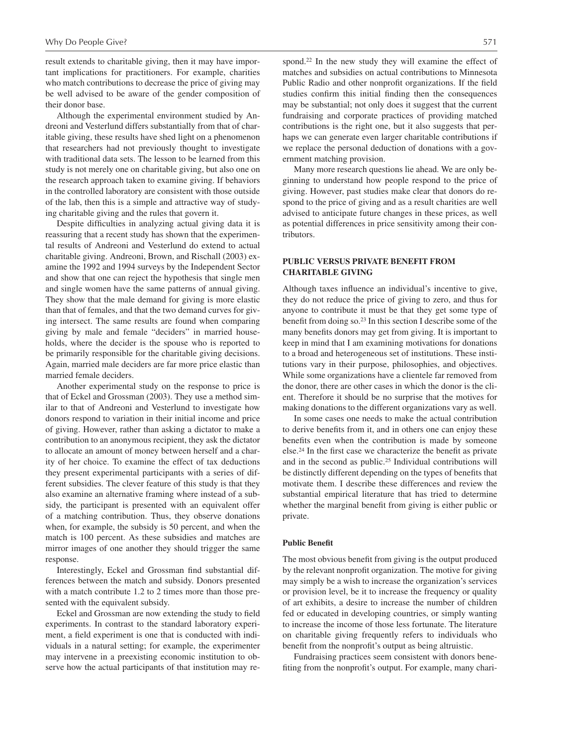result extends to charitable giving, then it may have important implications for practitioners. For example, charities who match contributions to decrease the price of giving may be well advised to be aware of the gender composition of their donor base.

Although the experimental environment studied by Andreoni and Vesterlund differs substantially from that of charitable giving, these results have shed light on a phenomenon that researchers had not previously thought to investigate with traditional data sets. The lesson to be learned from this study is not merely one on charitable giving, but also one on the research approach taken to examine giving. If behaviors in the controlled laboratory are consistent with those outside of the lab, then this is a simple and attractive way of studying charitable giving and the rules that govern it.

Despite difficulties in analyzing actual giving data it is reassuring that a recent study has shown that the experimental results of Andreoni and Vesterlund do extend to actual charitable giving. Andreoni, Brown, and Rischall (2003) examine the 1992 and 1994 surveys by the Independent Sector and show that one can reject the hypothesis that single men and single women have the same patterns of annual giving. They show that the male demand for giving is more elastic than that of females, and that the two demand curves for giving intersect. The same results are found when comparing giving by male and female "deciders" in married households, where the decider is the spouse who is reported to be primarily responsible for the charitable giving decisions. Again, married male deciders are far more price elastic than married female deciders.

Another experimental study on the response to price is that of Eckel and Grossman (2003). They use a method similar to that of Andreoni and Vesterlund to investigate how donors respond to variation in their initial income and price of giving. However, rather than asking a dictator to make a contribution to an anonymous recipient, they ask the dictator to allocate an amount of money between herself and a charity of her choice. To examine the effect of tax deductions they present experimental participants with a series of different subsidies. The clever feature of this study is that they also examine an alternative framing where instead of a subsidy, the participant is presented with an equivalent offer of a matching contribution. Thus, they observe donations when, for example, the subsidy is 50 percent, and when the match is 100 percent. As these subsidies and matches are mirror images of one another they should trigger the same response.

Interestingly, Eckel and Grossman find substantial differences between the match and subsidy. Donors presented with a match contribute 1.2 to 2 times more than those presented with the equivalent subsidy.

Eckel and Grossman are now extending the study to field experiments. In contrast to the standard laboratory experiment, a field experiment is one that is conducted with individuals in a natural setting; for example, the experimenter may intervene in a preexisting economic institution to observe how the actual participants of that institution may respond.[22] In the new study they will examine the effect of matches and subsidies on actual contributions to Minnesota Public Radio and other nonprofit organizations. If the field studies confirm this initial finding then the consequences may be substantial; not only does it suggest that the current fundraising and corporate practices of providing matched contributions is the right one, but it also suggests that perhaps we can generate even larger charitable contributions if we replace the personal deduction of donations with a government matching provision.

Many more research questions lie ahead. We are only beginning to understand how people respond to the price of giving. However, past studies make clear that donors do respond to the price of giving and as a result charities are well advised to anticipate future changes in these prices, as well as potential differences in price sensitivity among their contributors.

## PUBLIC VERSUS PRIVATE BENEFIT FROM CHARITABLE GIVING

Although taxes influence an individual's incentive to give, they do not reduce the price of giving to zero, and thus for anyone to contribute it must be that they get some type of benefit from doing so.[23] In this section I describe some of the many benefits donors may get from giving. It is important to keep in mind that I am examining motivations for donations to a broad and heterogeneous set of institutions. These institutions vary in their purpose, philosophies, and objectives. While some organizations have a clientele far removed from the donor, there are other cases in which the donor is the client. Therefore it should be no surprise that the motives for making donations to the different organizations vary as well.

In some cases one needs to make the actual contribution to derive benefits from it, and in others one can enjoy these benefits even when the contribution is made by someone else.[24] In the first case we characterize the benefit as private and in the second as public.[25] Individual contributions will be distinctly different depending on the types of benefits that motivate them. I describe these differences and review the substantial empirical literature that has tried to determine whether the marginal benefit from giving is either public or private.

### Public Benefit

The most obvious benefit from giving is the output produced by the relevant nonprofit organization. The motive for giving may simply be a wish to increase the organization's services or provision level, be it to increase the frequency or quality of art exhibits, a desire to increase the number of children fed or educated in developing countries, or simply wanting to increase the income of those less fortunate. The literature on charitable giving frequently refers to individuals who benefit from the nonprofit's output as being altruistic.

Fundraising practices seem consistent with donors benefiting from the nonprofit's output. For example, many chari-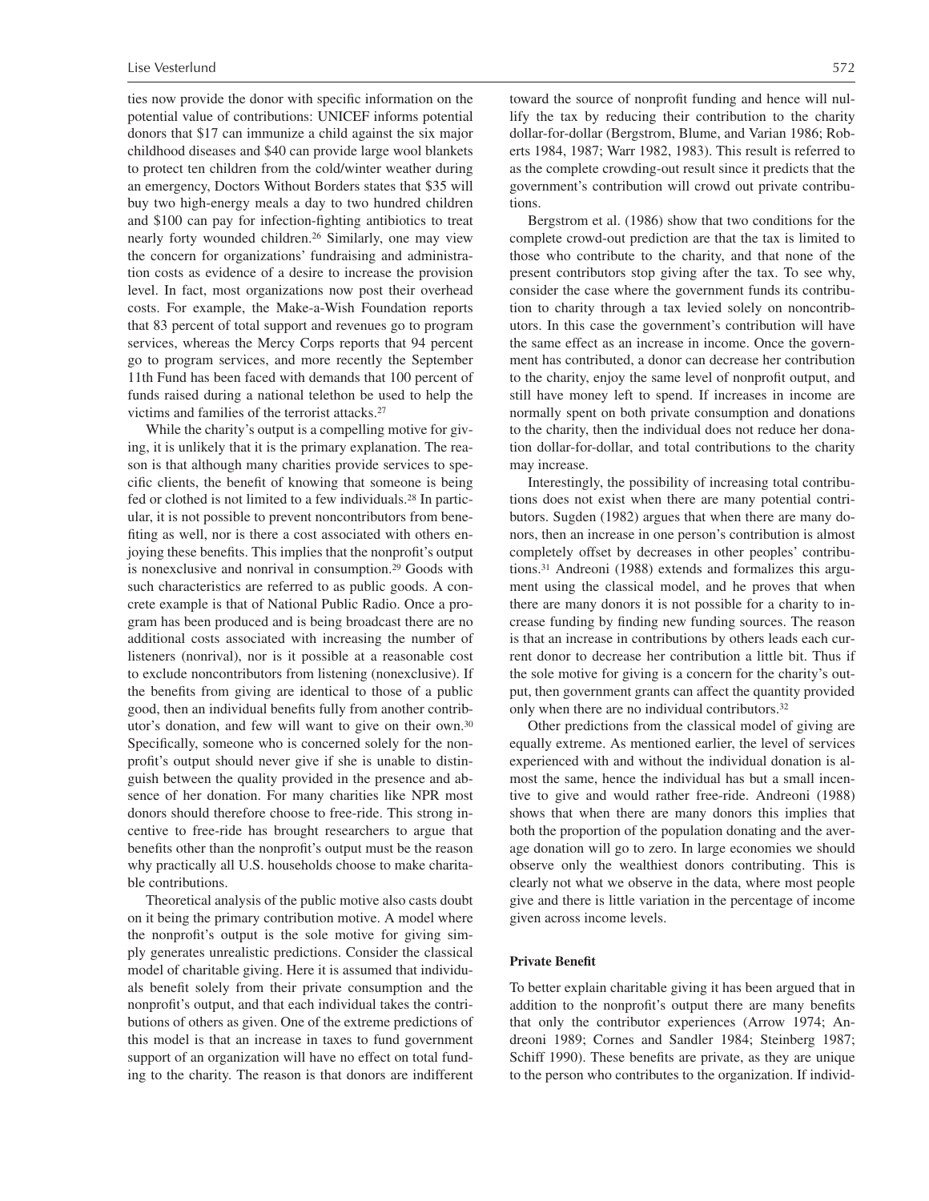ties now provide the donor with specific information on the potential value of contributions: UNICEF informs potential donors that $17 can immunize a child against the six major childhood diseases and $40 can provide large wool blankets to protect ten children from the cold/winter weather during an emergency, Doctors Without Borders states that $35 will buy two high-energy meals a day to two hundred children and $100 can pay for infection-fighting antibiotics to treat nearly forty wounded children.[26] Similarly, one may view the concern for organizations' fundraising and administration costs as evidence of a desire to increase the provision level. In fact, most organizations now post their overhead costs. For example, the Make-a-Wish Foundation reports that 83 percent of total support and revenues go to program services, whereas the Mercy Corps reports that 94 percent go to program services, and more recently the September 11th Fund has been faced with demands that 100 percent of funds raised during a national telethon be used to help the victims and families of the terrorist attacks.[27]

While the charity's output is a compelling motive for giving, it is unlikely that it is the primary explanation. The reason is that although many charities provide services to specific clients, the benefit of knowing that someone is being fed or clothed is not limited to a few individuals.[28] In particular, it is not possible to prevent noncontributors from benefiting as well, nor is there a cost associated with others enjoying these benefits. This implies that the nonprofit's output is nonexclusive and nonrival in consumption.[29] Goods with such characteristics are referred to as public goods. A concrete example is that of National Public Radio. Once a program has been produced and is being broadcast there are no additional costs associated with increasing the number of listeners (nonrival), nor is it possible at a reasonable cost to exclude noncontributors from listening (nonexclusive). If the benefits from giving are identical to those of a public good, then an individual benefits fully from another contributor's donation, and few will want to give on their own.[30] Specifically, someone who is concerned solely for the nonprofit's output should never give if she is unable to distinguish between the quality provided in the presence and absence of her donation. For many charities like NPR most donors should therefore choose to free-ride. This strong incentive to free-ride has brought researchers to argue that benefits other than the nonprofit's output must be the reason why practically all U.S. households choose to make charitable contributions.

Theoretical analysis of the public motive also casts doubt on it being the primary contribution motive. A model where the nonprofit's output is the sole motive for giving simply generates unrealistic predictions. Consider the classical model of charitable giving. Here it is assumed that individuals benefit solely from their private consumption and the nonprofit's output, and that each individual takes the contributions of others as given. One of the extreme predictions of this model is that an increase in taxes to fund government support of an organization will have no effect on total funding to the charity. The reason is that donors are indifferent toward the source of nonprofit funding and hence will nullify the tax by reducing their contribution to the charity dollar-for-dollar (Bergstrom, Blume, and Varian 1986; Roberts 1984, 1987; Warr 1982, 1983). This result is referred to as the complete crowding-out result since it predicts that the government's contribution will crowd out private contributions.

Bergstrom et al. (1986) show that two conditions for the complete crowd-out prediction are that the tax is limited to those who contribute to the charity, and that none of the present contributors stop giving after the tax. To see why, consider the case where the government funds its contribution to charity through a tax levied solely on noncontributors. In this case the government's contribution will have the same effect as an increase in income. Once the government has contributed, a donor can decrease her contribution to the charity, enjoy the same level of nonprofit output, and still have money left to spend. If increases in income are normally spent on both private consumption and donations to the charity, then the individual does not reduce her donation dollar-for-dollar, and total contributions to the charity may increase.

Interestingly, the possibility of increasing total contributions does not exist when there are many potential contributors. Sugden (1982) argues that when there are many donors, then an increase in one person's contribution is almost completely offset by decreases in other peoples' contributions.[31] Andreoni (1988) extends and formalizes this argument using the classical model, and he proves that when there are many donors it is not possible for a charity to increase funding by finding new funding sources. The reason is that an increase in contributions by others leads each current donor to decrease her contribution a little bit. Thus if the sole motive for giving is a concern for the charity's output, then government grants can affect the quantity provided only when there are no individual contributors.[32]

Other predictions from the classical model of giving are equally extreme. As mentioned earlier, the level of services experienced with and without the individual donation is almost the same, hence the individual has but a small incentive to give and would rather free-ride. Andreoni (1988) shows that when there are many donors this implies that both the proportion of the population donating and the average donation will go to zero. In large economies we should observe only the wealthiest donors contributing. This is clearly not what we observe in the data, where most people give and there is little variation in the percentage of income given across income levels.

### Private Benefit

To better explain charitable giving it has been argued that in addition to the nonprofit's output there are many benefits that only the contributor experiences (Arrow 1974; Andreoni 1989; Cornes and Sandler 1984; Steinberg 1987; Schiff 1990). These benefits are private, as they are unique to the person who contributes to the organization. If individ-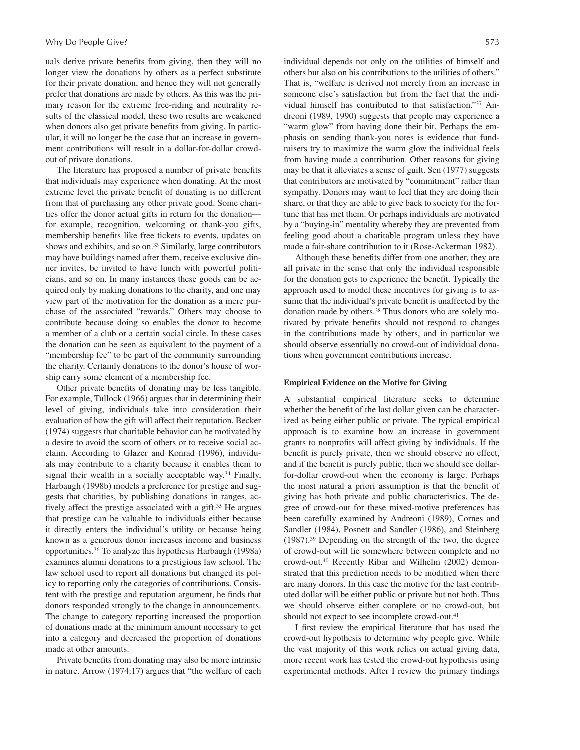uals derive private benefits from giving, then they will no longer view the donations by others as a perfect substitute for their private donation, and hence they will not generally prefer that donations are made by others. As this was the primary reason for the extreme free-riding and neutrality results of the classical model, these two results are weakened when donors also get private benefits from giving. In particular, it will no longer be the case that an increase in government contributions will result in a dollar-for-dollar crowd-out of private donations.

The literature has proposed a number of private benefits that individuals may experience when donating. At the most extreme level the private benefit of donating is no different from that of purchasing any other private good. Some charities offer the donor actual gifts in return for the donation—for example, recognition, welcoming or thank-you gifts, membership benefits like free tickets to events, updates on shows and exhibits, and so on.[33] Similarly, large contributors may have buildings named after them, receive exclusive dinner invites, be invited to have lunch with powerful politicians, and so on. In many instances these goods can be acquired only by making donations to the charity, and one may view part of the motivation for the donation as a mere purchase of the associated "rewards." Others may choose to contribute because doing so enables the donor to become a member of a club or a certain social circle. In these cases the donation can be seen as equivalent to the payment of a "membership fee" to be part of the community surrounding the charity. Certainly donations to the donor's house of worship carry some element of a membership fee.

Other private benefits of donating may be less tangible. For example, Tullock (1966) argues that in determining their level of giving, individuals take into consideration their evaluation of how the gift will affect their reputation. Becker (1974) suggests that charitable behavior can be motivated by a desire to avoid the scorn of others or to receive social acclaim. According to Glazer and Konrad (1996), individuals may contribute to a charity because it enables them to signal their wealth in a socially acceptable way.[34] Finally, Harbaugh (1998b) models a preference for prestige and suggests that charities, by publishing donations in ranges, actively affect the prestige associated with a gift.[35] He argues that prestige can be valuable to individuals either because it directly enters the individual's utility or because being known as a generous donor increases income and business opportunities.[36] To analyze this hypothesis Harbaugh (1998a) examines alumni donations to a prestigious law school. The law school used to report all donations but changed its policy to reporting only the categories of contributions. Consistent with the prestige and reputation argument, he finds that donors responded strongly to the change in announcements. The change to category reporting increased the proportion of donations made at the minimum amount necessary to get into a category and decreased the proportion of donations made at other amounts.

Private benefits from donating may also be more intrinsic in nature. Arrow (1974:17) argues that "the welfare of each individual depends not only on the utilities of himself and others but also on his contributions to the utilities of others." That is, "welfare is derived not merely from an increase in someone else's satisfaction but from the fact that the individual himself has contributed to that satisfaction."[37] Andreoni (1989, 1990) suggests that people may experience a "warm glow" from having done their bit. Perhaps the emphasis on sending thank-you notes is evidence that fundraisers try to maximize the warm glow the individual feels from having made a contribution. Other reasons for giving may be that it alleviates a sense of guilt. Sen (1977) suggests that contributors are motivated by "commitment" rather than sympathy. Donors may want to feel that they are doing their share, or that they are able to give back to society for the fortune that has met them. Or perhaps individuals are motivated by a "buying-in" mentality whereby they are prevented from feeling good about a charitable program unless they have made a fair-share contribution to it (Rose-Ackerman 1982).

Although these benefits differ from one another, they are all private in the sense that only the individual responsible for the donation gets to experience the benefit. Typically the approach used to model these incentives for giving is to assume that the individual's private benefit is unaffected by the donation made by others.[38] Thus donors who are solely motivated by private benefits should not respond to changes in the contributions made by others, and in particular we should observe essentially no crowd-out of individual donations when government contributions increase.

### Empirical Evidence on the Motive for Giving

A substantial empirical literature seeks to determine whether the benefit of the last dollar given can be characterized as being either public or private. The typical empirical approach is to examine how an increase in government grants to nonprofits will affect giving by individuals. If the benefit is purely private, then we should observe no effect, and if the benefit is purely public, then we should see dollar-for-dollar crowd-out when the economy is large. Perhaps the most natural a priori assumption is that the benefit of giving has both private and public characteristics. The degree of crowd-out for these mixed-motive preferences has been carefully examined by Andreoni (1989), Cornes and Sandler (1984), Posnett and Sandler (1986), and Steinberg (1987).[39] Depending on the strength of the two, the degree of crowd-out will lie somewhere between complete and no crowd-out.[40] Recently Ribar and Wilhelm (2002) demonstrated that this prediction needs to be modified when there are many donors. In this case the motive for the last contributed dollar will be either public or private but not both. Thus we should observe either complete or no crowd-out, but should not expect to see incomplete crowd-out.[41]

I first review the empirical literature that has used the crowd-out hypothesis to determine why people give. While the vast majority of this work relies on actual giving data, more recent work has tested the crowd-out hypothesis using experimental methods. After I review the primary findings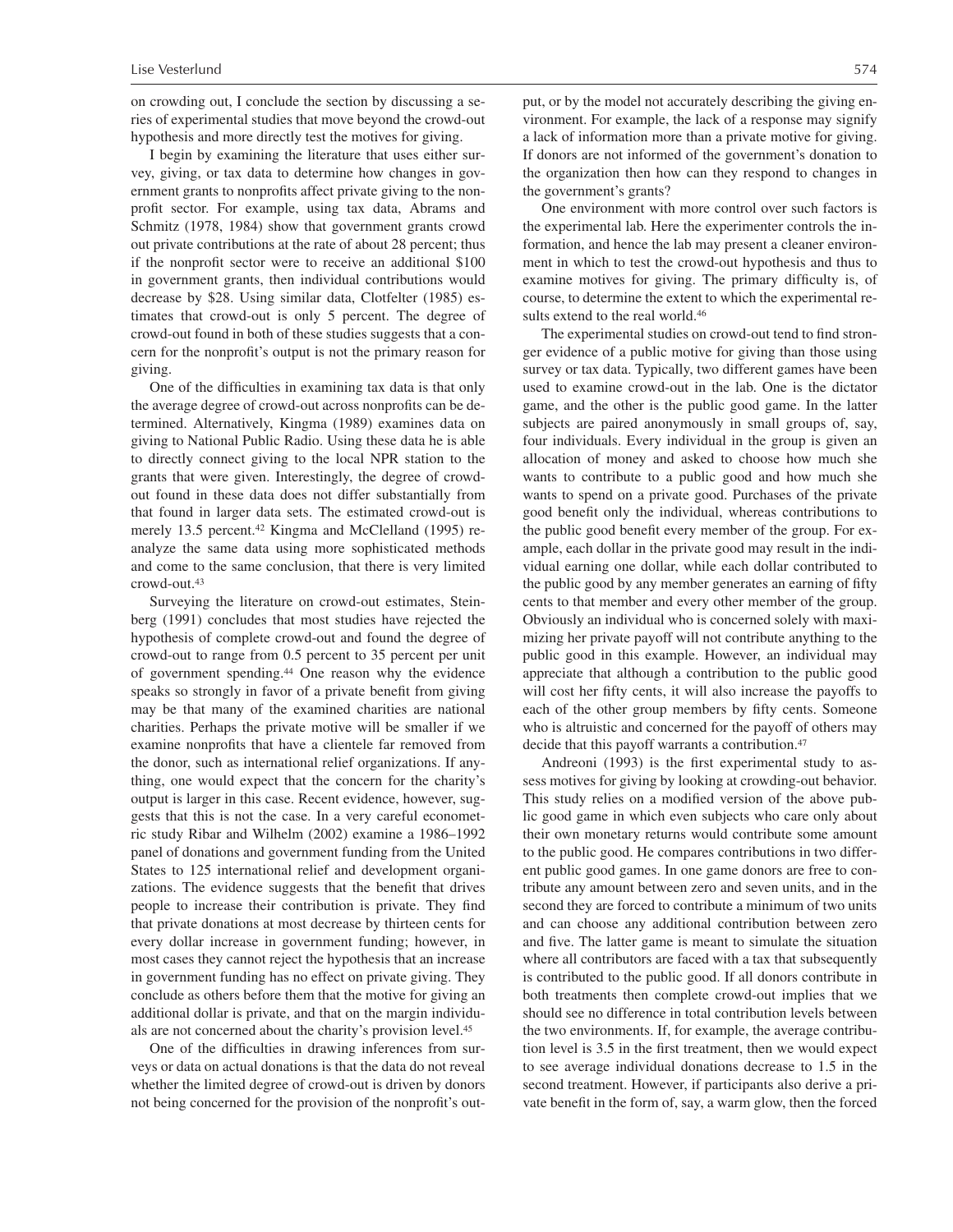on crowding out, I conclude the section by discussing a series of experimental studies that move beyond the crowd-out hypothesis and more directly test the motives for giving.

I begin by examining the literature that uses either survey, giving, or tax data to determine how changes in government grants to nonprofits affect private giving to the nonprofit sector. For example, using tax data, Abrams and Schmitz (1978, 1984) show that government grants crowd out private contributions at the rate of about 28 percent; thus if the nonprofit sector were to receive an additional $100 in government grants, then individual contributions would decrease by $28. Using similar data, Clotfelter (1985) estimates that crowd-out is only 5 percent. The degree of crowd-out found in both of these studies suggests that a concern for the nonprofit's output is not the primary reason for giving.

One of the difficulties in examining tax data is that only the average degree of crowd-out across nonprofits can be determined. Alternatively, Kingma (1989) examines data on giving to National Public Radio. Using these data he is able to directly connect giving to the local NPR station to the grants that were given. Interestingly, the degree of crowd-out found in these data does not differ substantially from that found in larger data sets. The estimated crowd-out is merely 13.5 percent.[42] Kingma and McClelland (1995) reanalyze the same data using more sophisticated methods and come to the same conclusion, that there is very limited crowd-out.[43]

Surveying the literature on crowd-out estimates, Steinberg (1991) concludes that most studies have rejected the hypothesis of complete crowd-out and found the degree of crowd-out to range from 0.5 percent to 35 percent per unit of government spending.[44] One reason why the evidence speaks so strongly in favor of a private benefit from giving may be that many of the examined charities are national charities. Perhaps the private motive will be smaller if we examine nonprofits that have a clientele far removed from the donor, such as international relief organizations. If anything, one would expect that the concern for the charity's output is larger in this case. Recent evidence, however, suggests that this is not the case. In a very careful econometric study Ribar and Wilhelm (2002) examine a 1986–1992 panel of donations and government funding from the United States to 125 international relief and development organizations. The evidence suggests that the benefit that drives people to increase their contribution is private. They find that private donations at most decrease by thirteen cents for every dollar increase in government funding; however, in most cases they cannot reject the hypothesis that an increase in government funding has no effect on private giving. They conclude as others before them that the motive for giving an additional dollar is private, and that on the margin individuals are not concerned about the charity's provision level.[45]

One of the difficulties in drawing inferences from surveys or data on actual donations is that the data do not reveal whether the limited degree of crowd-out is driven by donors not being concerned for the provision of the nonprofit's output, or by the model not accurately describing the giving environment. For example, the lack of a response may signify a lack of information more than a private motive for giving. If donors are not informed of the government's donation to the organization then how can they respond to changes in the government's grants?

One environment with more control over such factors is the experimental lab. Here the experimenter controls the information, and hence the lab may present a cleaner environment in which to test the crowd-out hypothesis and thus to examine motives for giving. The primary difficulty is, of course, to determine the extent to which the experimental results extend to the real world.[46]

The experimental studies on crowd-out tend to find stronger evidence of a public motive for giving than those using survey or tax data. Typically, two different games have been used to examine crowd-out in the lab. One is the dictator game, and the other is the public good game. In the latter subjects are paired anonymously in small groups of, say, four individuals. Every individual in the group is given an allocation of money and asked to choose how much she wants to contribute to a public good and how much she wants to spend on a private good. Purchases of the private good benefit only the individual, whereas contributions to the public good benefit every member of the group. For example, each dollar in the private good may result in the individual earning one dollar, while each dollar contributed to the public good by any member generates an earning of fifty cents to that member and every other member of the group. Obviously an individual who is concerned solely with maximizing her private payoff will not contribute anything to the public good in this example. However, an individual may appreciate that although a contribution to the public good will cost her fifty cents, it will also increase the payoffs to each of the other group members by fifty cents. Someone who is altruistic and concerned for the payoff of others may decide that this payoff warrants a contribution.[47]

Andreoni (1993) is the first experimental study to assess motives for giving by looking at crowding-out behavior. This study relies on a modified version of the above public good game in which even subjects who care only about their own monetary returns would contribute some amount to the public good. He compares contributions in two different public good games. In one game donors are free to contribute any amount between zero and seven units, and in the second they are forced to contribute a minimum of two units and can choose any additional contribution between zero and five. The latter game is meant to simulate the situation where all contributors are faced with a tax that subsequently is contributed to the public good. If all donors contribute in both treatments then complete crowd-out implies that we should see no difference in total contribution levels between the two environments. If, for example, the average contribution level is 3.5 in the first treatment, then we would expect to see average individual donations decrease to 1.5 in the second treatment. However, if participants also derive a private benefit in the form of, say, a warm glow, then the forced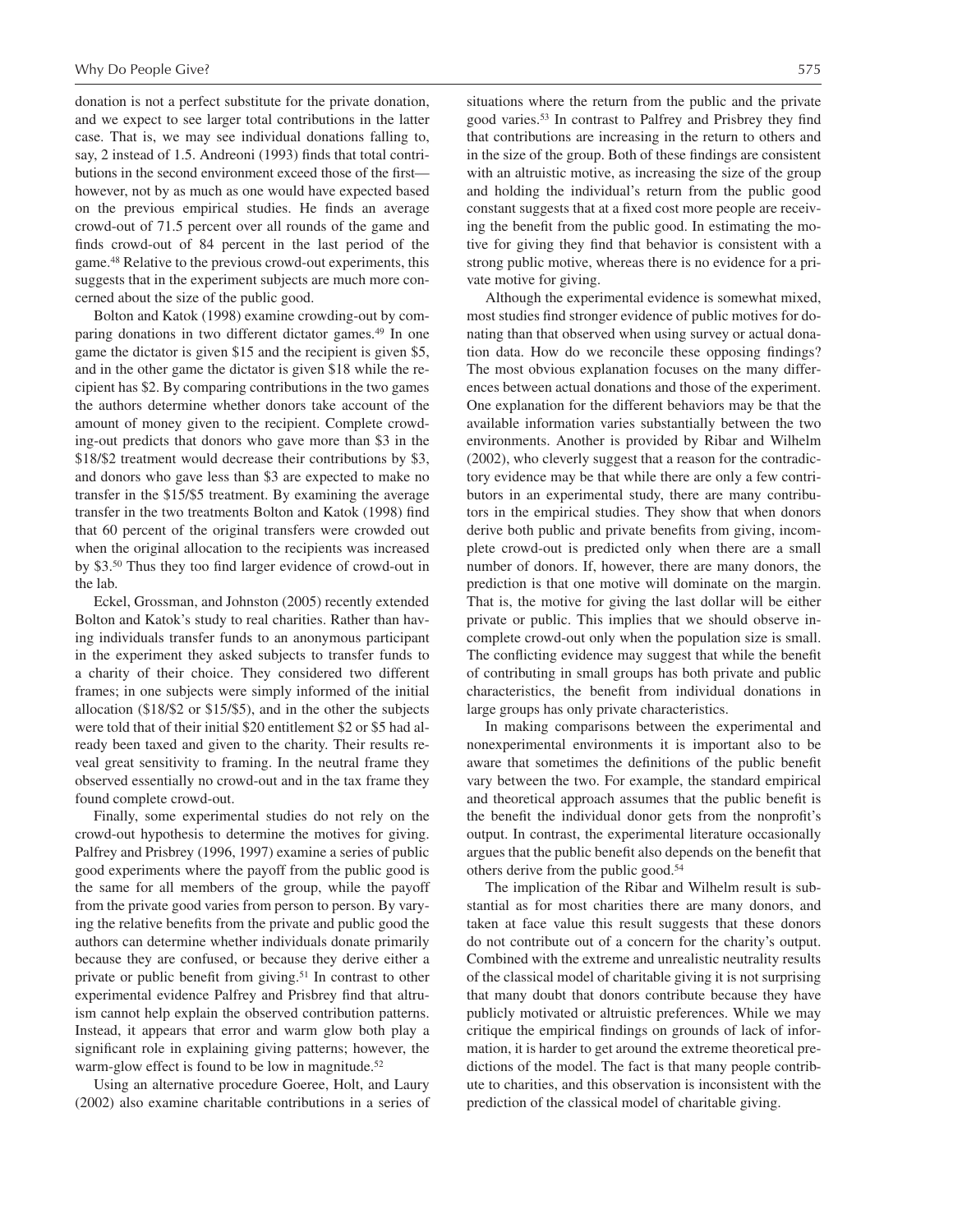donation is not a perfect substitute for the private donation, and we expect to see larger total contributions in the latter case. That is, we may see individual donations falling to, say, 2 instead of 1.5. Andreoni (1993) finds that total contributions in the second environment exceed those of the first—however, not by as much as one would have expected based on the previous empirical studies. He finds an average crowd-out of 71.5 percent over all rounds of the game and finds crowd-out of 84 percent in the last period of the game.[48] Relative to the previous crowd-out experiments, this suggests that in the experiment subjects are much more concerned about the size of the public good.

Bolton and Katok (1998) examine crowding-out by comparing donations in two different dictator games.[49] In one game the dictator is given $15 and the recipient is given $5, and in the other game the dictator is given $18 while the recipient has $2. By comparing contributions in the two games the authors determine whether donors take account of the amount of money given to the recipient. Complete crowding-out predicts that donors who gave more than $3 in the $18/$2 treatment would decrease their contributions by $3, and donors who gave less than $3 are expected to make no transfer in the $15/$5 treatment. By examining the average transfer in the two treatments Bolton and Katok (1998) find that 60 percent of the original transfers were crowded out when the original allocation to the recipients was increased by $3.[50] Thus they too find larger evidence of crowd-out in the lab.

Eckel, Grossman, and Johnston (2005) recently extended Bolton and Katok's study to real charities. Rather than having individuals transfer funds to an anonymous participant in the experiment they asked subjects to transfer funds to a charity of their choice. They considered two different frames; in one subjects were simply informed of the initial allocation ($18/$2 or $15/$5), and in the other the subjects were told that of their initial $20 entitlement $2 or $5 had already been taxed and given to the charity. Their results reveal great sensitivity to framing. In the neutral frame they observed essentially no crowd-out and in the tax frame they found complete crowd-out.

Finally, some experimental studies do not rely on the crowd-out hypothesis to determine the motives for giving. Palfrey and Prisbrey (1996, 1997) examine a series of public good experiments where the payoff from the public good is the same for all members of the group, while the payoff from the private good varies from person to person. By varying the relative benefits from the private and public good the authors can determine whether individuals donate primarily because they are confused, or because they derive either a private or public benefit from giving.[51] In contrast to other experimental evidence Palfrey and Prisbrey find that altruism cannot help explain the observed contribution patterns. Instead, it appears that error and warm glow both play a significant role in explaining giving patterns; however, the warm-glow effect is found to be low in magnitude.[52]

Using an alternative procedure Goeree, Holt, and Laury (2002) also examine charitable contributions in a series of situations where the return from the public and the private good varies.[53] In contrast to Palfrey and Prisbrey they find that contributions are increasing in the return to others and in the size of the group. Both of these findings are consistent with an altruistic motive, as increasing the size of the group and holding the individual's return from the public good constant suggests that at a fixed cost more people are receiving the benefit from the public good. In estimating the motive for giving they find that behavior is consistent with a strong public motive, whereas there is no evidence for a private motive for giving.

Although the experimental evidence is somewhat mixed, most studies find stronger evidence of public motives for donating than that observed when using survey or actual donation data. How do we reconcile these opposing findings? The most obvious explanation focuses on the many differences between actual donations and those of the experiment. One explanation for the different behaviors may be that the available information varies substantially between the two environments. Another is provided by Ribar and Wilhelm (2002), who cleverly suggest that a reason for the contradictory evidence may be that while there are only a few contributors in an experimental study, there are many contributors in the empirical studies. They show that when donors derive both public and private benefits from giving, incomplete crowd-out is predicted only when there are a small number of donors. If, however, there are many donors, the prediction is that one motive will dominate on the margin. That is, the motive for giving the last dollar will be either private or public. This implies that we should observe incomplete crowd-out only when the population size is small. The conflicting evidence may suggest that while the benefit of contributing in small groups has both private and public characteristics, the benefit from individual donations in large groups has only private characteristics.

In making comparisons between the experimental and nonexperimental environments it is important also to be aware that sometimes the definitions of the public benefit vary between the two. For example, the standard empirical and theoretical approach assumes that the public benefit is the benefit the individual donor gets from the nonprofit's output. In contrast, the experimental literature occasionally argues that the public benefit also depends on the benefit that others derive from the public good.[54]

The implication of the Ribar and Wilhelm result is substantial as for most charities there are many donors, and taken at face value this result suggests that these donors do not contribute out of a concern for the charity's output. Combined with the extreme and unrealistic neutrality results of the classical model of charitable giving it is not surprising that many doubt that donors contribute because they have publicly motivated or altruistic preferences. While we may critique the empirical findings on grounds of lack of information, it is harder to get around the extreme theoretical predictions of the model. The fact is that many people contribute to charities, and this observation is inconsistent with the prediction of the classical model of charitable giving.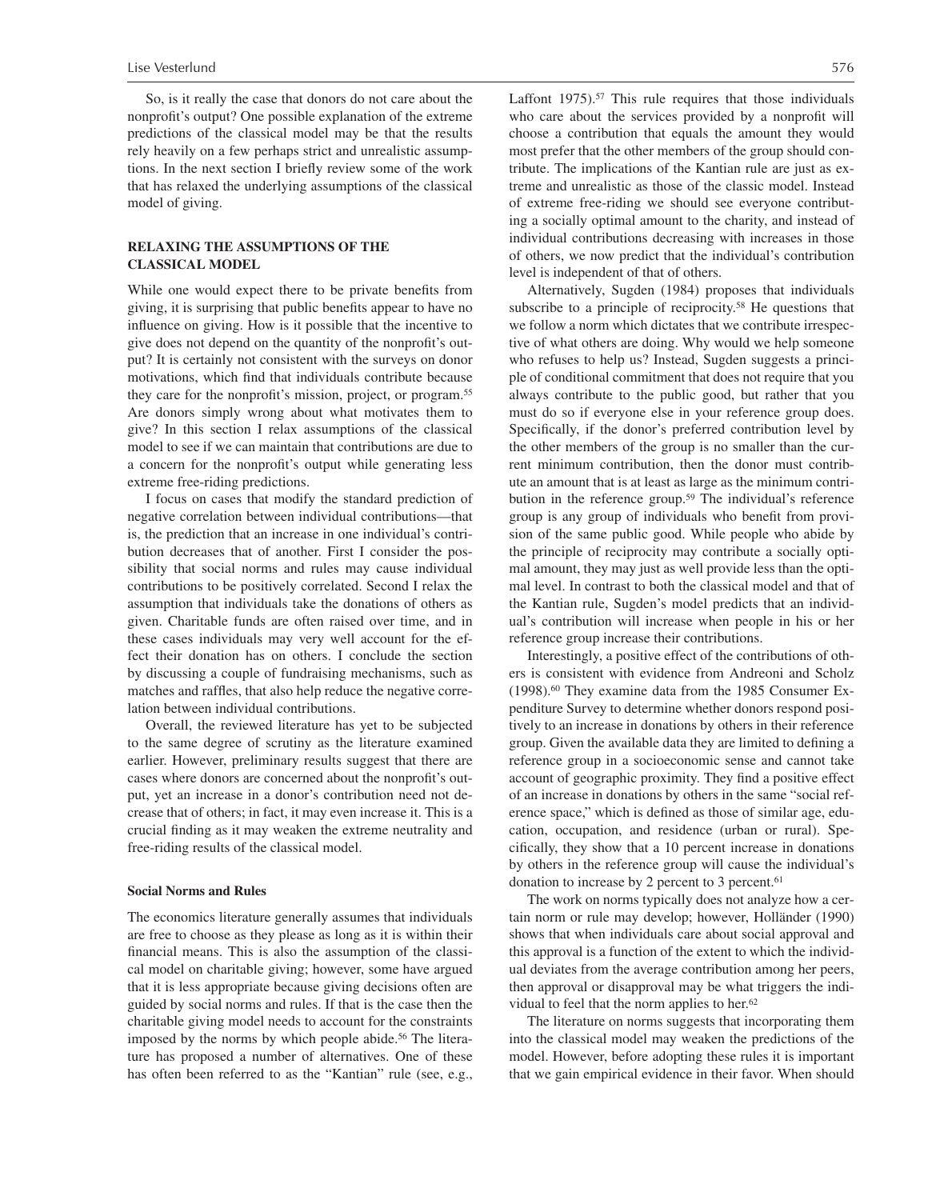So, is it really the case that donors do not care about the nonprofit's output? One possible explanation of the extreme predictions of the classical model may be that the results rely heavily on a few perhaps strict and unrealistic assumptions. In the next section I briefly review some of the work that has relaxed the underlying assumptions of the classical model of giving.

## RELAXING THE ASSUMPTIONS OF THE CLASSICAL MODEL

While one would expect there to be private benefits from giving, it is surprising that public benefits appear to have no influence on giving. How is it possible that the incentive to give does not depend on the quantity of the nonprofit's output? It is certainly not consistent with the surveys on donor motivations, which find that individuals contribute because they care for the nonprofit's mission, project, or program.[55] Are donors simply wrong about what motivates them to give? In this section I relax assumptions of the classical model to see if we can maintain that contributions are due to a concern for the nonprofit's output while generating less extreme free-riding predictions.

I focus on cases that modify the standard prediction of negative correlation between individual contributions—that is, the prediction that an increase in one individual's contribution decreases that of another. First I consider the possibility that social norms and rules may cause individual contributions to be positively correlated. Second I relax the assumption that individuals take the donations of others as given. Charitable funds are often raised over time, and in these cases individuals may very well account for the effect their donation has on others. I conclude the section by discussing a couple of fundraising mechanisms, such as matches and raffles, that also help reduce the negative correlation between individual contributions.

Overall, the reviewed literature has yet to be subjected to the same degree of scrutiny as the literature examined earlier. However, preliminary results suggest that there are cases where donors are concerned about the nonprofit's output, yet an increase in a donor's contribution need not decrease that of others; in fact, it may even increase it. This is a crucial finding as it may weaken the extreme neutrality and free-riding results of the classical model.

### Social Norms and Rules

The economics literature generally assumes that individuals are free to choose as they please as long as it is within their financial means. This is also the assumption of the classical model on charitable giving; however, some have argued that it is less appropriate because giving decisions often are guided by social norms and rules. If that is the case then the charitable giving model needs to account for the constraints imposed by the norms by which people abide.[56] The literature has proposed a number of alternatives. One of these has often been referred to as the "Kantian" rule (see, e.g., Laffont 1975).[57] This rule requires that those individuals who care about the services provided by a nonprofit will choose a contribution that equals the amount they would most prefer that the other members of the group should contribute. The implications of the Kantian rule are just as extreme and unrealistic as those of the classic model. Instead of extreme free-riding we should see everyone contributing a socially optimal amount to the charity, and instead of individual contributions decreasing with increases in those of others, we now predict that the individual's contribution level is independent of that of others.

Alternatively, Sugden (1984) proposes that individuals subscribe to a principle of reciprocity.[58] He questions that we follow a norm which dictates that we contribute irrespective of what others are doing. Why would we help someone who refuses to help us? Instead, Sugden suggests a principle of conditional commitment that does not require that you always contribute to the public good, but rather that you must do so if everyone else in your reference group does. Specifically, if the donor's preferred contribution level by the other members of the group is no smaller than the current minimum contribution, then the donor must contribute an amount that is at least as large as the minimum contribution in the reference group.[59] The individual's reference group is any group of individuals who benefit from provision of the same public good. While people who abide by the principle of reciprocity may contribute a socially optimal amount, they may just as well provide less than the optimal level. In contrast to both the classical model and that of the Kantian rule, Sugden's model predicts that an individual's contribution will increase when people in his or her reference group increase their contributions.

Interestingly, a positive effect of the contributions of others is consistent with evidence from Andreoni and Scholz (1998).[60] They examine data from the 1985 Consumer Expenditure Survey to determine whether donors respond positively to an increase in donations by others in their reference group. Given the available data they are limited to defining a reference group in a socioeconomic sense and cannot take account of geographic proximity. They find a positive effect of an increase in donations by others in the same "social reference space," which is defined as those of similar age, education, occupation, and residence (urban or rural). Specifically, they show that a 10 percent increase in donations by others in the reference group will cause the individual's donation to increase by 2 percent to 3 percent.[61]

The work on norms typically does not analyze how a certain norm or rule may develop; however, Holländer (1990) shows that when individuals care about social approval and this approval is a function of the extent to which the individual deviates from the average contribution among her peers, then approval or disapproval may be what triggers the individual to feel that the norm applies to her.[62]

The literature on norms suggests that incorporating them into the classical model may weaken the predictions of the model. However, before adopting these rules it is important that we gain empirical evidence in their favor. When should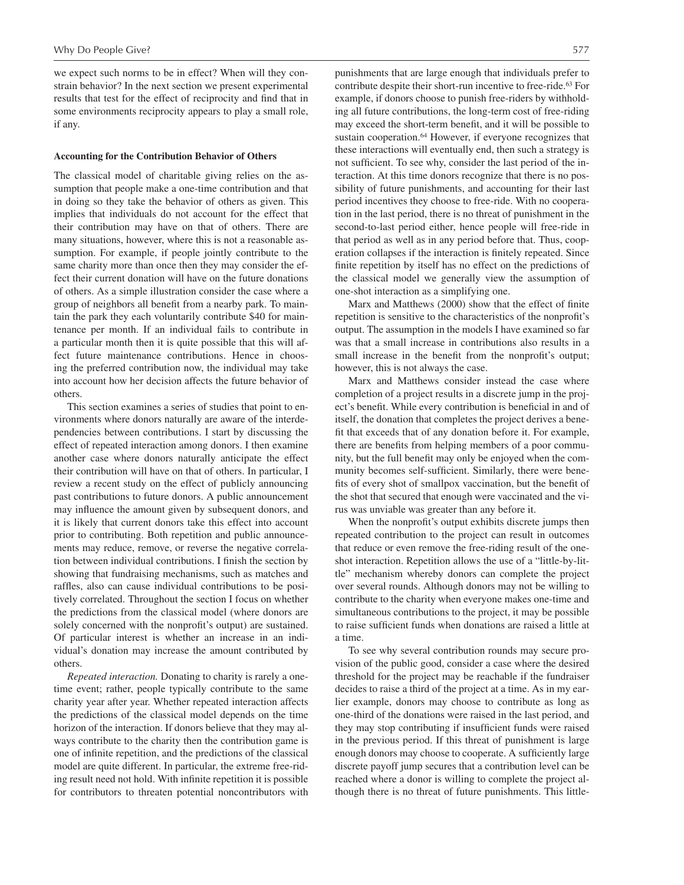we expect such norms to be in effect? When will they constrain behavior? In the next section we present experimental results that test for the effect of reciprocity and find that in some environments reciprocity appears to play a small role, if any.

### Accounting for the Contribution Behavior of Others

The classical model of charitable giving relies on the assumption that people make a one-time contribution and that in doing so they take the behavior of others as given. This implies that individuals do not account for the effect that their contribution may have on that of others. There are many situations, however, where this is not a reasonable assumption. For example, if people jointly contribute to the same charity more than once then they may consider the effect their current donation will have on the future donations of others. As a simple illustration consider the case where a group of neighbors all benefit from a nearby park. To maintain the park they each voluntarily contribute $40 for maintenance per month. If an individual fails to contribute in a particular month then it is quite possible that this will affect future maintenance contributions. Hence in choosing the preferred contribution now, the individual may take into account how her decision affects the future behavior of others.

This section examines a series of studies that point to environments where donors naturally are aware of the interdependencies between contributions. I start by discussing the effect of repeated interaction among donors. I then examine another case where donors naturally anticipate the effect their contribution will have on that of others. In particular, I review a recent study on the effect of publicly announcing past contributions to future donors. A public announcement may influence the amount given by subsequent donors, and it is likely that current donors take this effect into account prior to contributing. Both repetition and public announcements may reduce, remove, or reverse the negative correlation between individual contributions. I finish the section by showing that fundraising mechanisms, such as matches and raffles, also can cause individual contributions to be positively correlated. Throughout the section I focus on whether the predictions from the classical model (where donors are solely concerned with the nonprofit's output) are sustained. Of particular interest is whether an increase in an individual's donation may increase the amount contributed by others.

*Repeated interaction.* Donating to charity is rarely a one-time event; rather, people typically contribute to the same charity year after year. Whether repeated interaction affects the predictions of the classical model depends on the time horizon of the interaction. If donors believe that they may always contribute to the charity then the contribution game is one of infinite repetition, and the predictions of the classical model are quite different. In particular, the extreme free-riding result need not hold. With infinite repetition it is possible for contributors to threaten potential noncontributors with punishments that are large enough that individuals prefer to contribute despite their short-run incentive to free-ride.[63] For example, if donors choose to punish free-riders by withholding all future contributions, the long-term cost of free-riding may exceed the short-term benefit, and it will be possible to sustain cooperation.[64] However, if everyone recognizes that these interactions will eventually end, then such a strategy is not sufficient. To see why, consider the last period of the interaction. At this time donors recognize that there is no possibility of future punishments, and accounting for their last period incentives they choose to free-ride. With no cooperation in the last period, there is no threat of punishment in the second-to-last period either, hence people will free-ride in that period as well as in any period before that. Thus, cooperation collapses if the interaction is finitely repeated. Since finite repetition by itself has no effect on the predictions of the classical model we generally view the assumption of one-shot interaction as a simplifying one.

Marx and Matthews (2000) show that the effect of finite repetition is sensitive to the characteristics of the nonprofit's output. The assumption in the models I have examined so far was that a small increase in contributions also results in a small increase in the benefit from the nonprofit's output; however, this is not always the case.

Marx and Matthews consider instead the case where completion of a project results in a discrete jump in the project's benefit. While every contribution is beneficial in and of itself, the donation that completes the project derives a benefit that exceeds that of any donation before it. For example, there are benefits from helping members of a poor community, but the full benefit may only be enjoyed when the community becomes self-sufficient. Similarly, there were benefits of every shot of smallpox vaccination, but the benefit of the shot that secured that enough were vaccinated and the virus was unviable was greater than any before it.

When the nonprofit's output exhibits discrete jumps then repeated contribution to the project can result in outcomes that reduce or even remove the free-riding result of the one-shot interaction. Repetition allows the use of a "little-by-little" mechanism whereby donors can complete the project over several rounds. Although donors may not be willing to contribute to the charity when everyone makes one-time and simultaneous contributions to the project, it may be possible to raise sufficient funds when donations are raised a little at a time.

To see why several contribution rounds may secure provision of the public good, consider a case where the desired threshold for the project may be reachable if the fundraiser decides to raise a third of the project at a time. As in my earlier example, donors may choose to contribute as long as one-third of the donations were raised in the last period, and they may stop contributing if insufficient funds were raised in the previous period. If this threat of punishment is large enough donors may choose to cooperate. A sufficiently large discrete payoff jump secures that a contribution level can be reached where a donor is willing to complete the project although there is no threat of future punishments. This little-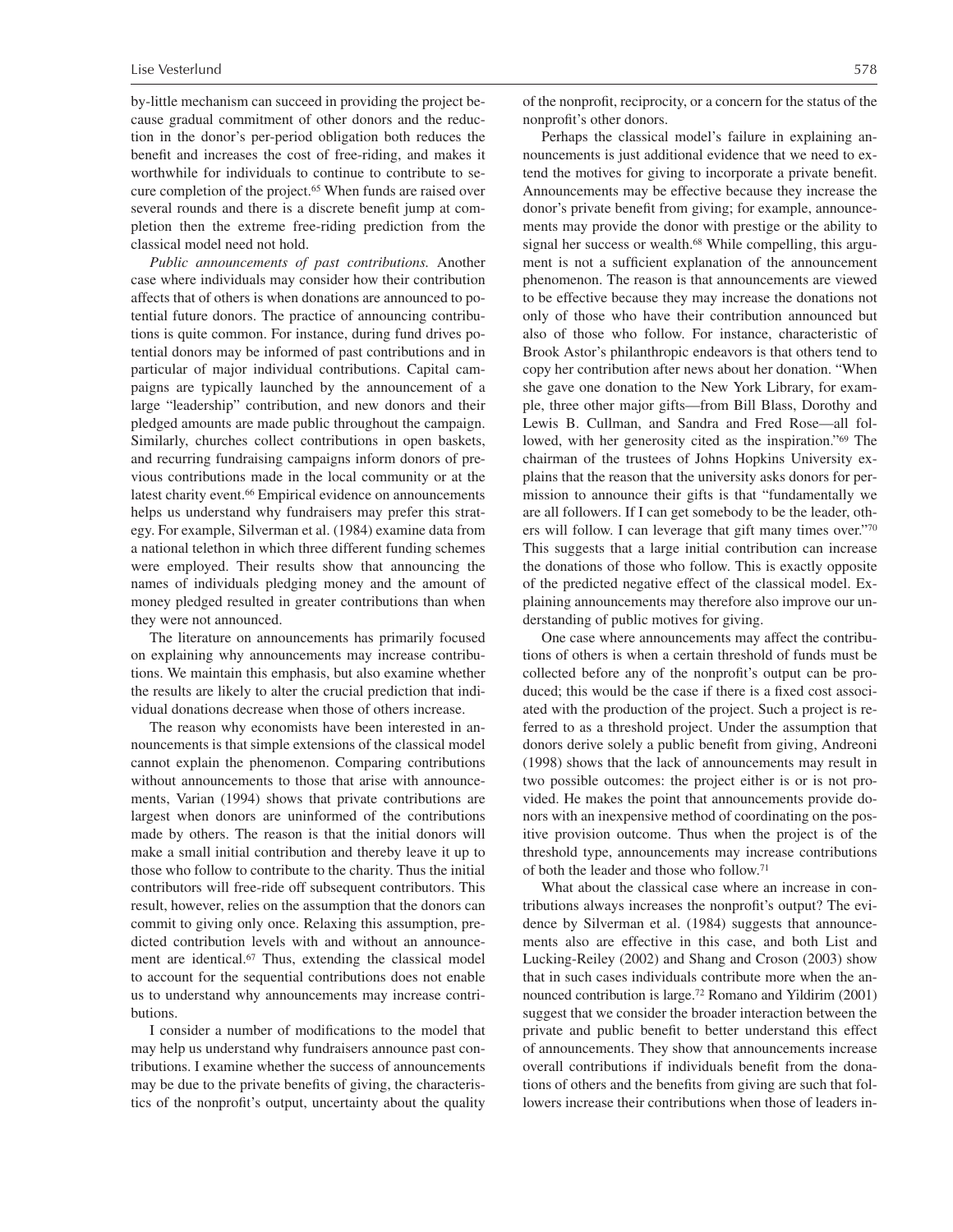by-little mechanism can succeed in providing the project because gradual commitment of other donors and the reduction in the donor's per-period obligation both reduces the benefit and increases the cost of free-riding, and makes it worthwhile for individuals to continue to contribute to secure completion of the project.[65] When funds are raised over several rounds and there is a discrete benefit jump at completion then the extreme free-riding prediction from the classical model need not hold.

*Public announcements of past contributions.* Another case where individuals may consider how their contribution affects that of others is when donations are announced to potential future donors. The practice of announcing contributions is quite common. For instance, during fund drives potential donors may be informed of past contributions and in particular of major individual contributions. Capital campaigns are typically launched by the announcement of a large "leadership" contribution, and new donors and their pledged amounts are made public throughout the campaign. Similarly, churches collect contributions in open baskets, and recurring fundraising campaigns inform donors of previous contributions made in the local community or at the latest charity event.[66] Empirical evidence on announcements helps us understand why fundraisers may prefer this strategy. For example, Silverman et al. (1984) examine data from a national telethon in which three different funding schemes were employed. Their results show that announcing the names of individuals pledging money and the amount of money pledged resulted in greater contributions than when they were not announced.

The literature on announcements has primarily focused on explaining why announcements may increase contributions. We maintain this emphasis, but also examine whether the results are likely to alter the crucial prediction that individual donations decrease when those of others increase.

The reason why economists have been interested in announcements is that simple extensions of the classical model cannot explain the phenomenon. Comparing contributions without announcements to those that arise with announcements, Varian (1994) shows that private contributions are largest when donors are uninformed of the contributions made by others. The reason is that the initial donors will make a small initial contribution and thereby leave it up to those who follow to contribute to the charity. Thus the initial contributors will free-ride off subsequent contributors. This result, however, relies on the assumption that the donors can commit to giving only once. Relaxing this assumption, predicted contribution levels with and without an announcement are identical.[67] Thus, extending the classical model to account for the sequential contributions does not enable us to understand why announcements may increase contributions.

I consider a number of modifications to the model that may help us understand why fundraisers announce past contributions. I examine whether the success of announcements may be due to the private benefits of giving, the characteristics of the nonprofit's output, uncertainty about the quality of the nonprofit, reciprocity, or a concern for the status of the nonprofit's other donors.

Perhaps the classical model's failure in explaining announcements is just additional evidence that we need to extend the motives for giving to incorporate a private benefit. Announcements may be effective because they increase the donor's private benefit from giving; for example, announcements may provide the donor with prestige or the ability to signal her success or wealth.[68] While compelling, this argument is not a sufficient explanation of the announcement phenomenon. The reason is that announcements are viewed to be effective because they may increase the donations not only of those who have their contribution announced but also of those who follow. For instance, characteristic of Brook Astor's philanthropic endeavors is that others tend to copy her contribution after news about her donation. "When she gave one donation to the New York Library, for example, three other major gifts—from Bill Blass, Dorothy and Lewis B. Cullman, and Sandra and Fred Rose—all followed, with her generosity cited as the inspiration."[69] The chairman of the trustees of Johns Hopkins University explains that the reason that the university asks donors for permission to announce their gifts is that "fundamentally we are all followers. If I can get somebody to be the leader, others will follow. I can leverage that gift many times over."[70] This suggests that a large initial contribution can increase the donations of those who follow. This is exactly opposite of the predicted negative effect of the classical model. Explaining announcements may therefore also improve our understanding of public motives for giving.

One case where announcements may affect the contributions of others is when a certain threshold of funds must be collected before any of the nonprofit's output can be produced; this would be the case if there is a fixed cost associated with the production of the project. Such a project is referred to as a threshold project. Under the assumption that donors derive solely a public benefit from giving, Andreoni (1998) shows that the lack of announcements may result in two possible outcomes: the project either is or is not provided. He makes the point that announcements provide donors with an inexpensive method of coordinating on the positive provision outcome. Thus when the project is of the threshold type, announcements may increase contributions of both the leader and those who follow.[71]

What about the classical case where an increase in contributions always increases the nonprofit's output? The evidence by Silverman et al. (1984) suggests that announcements also are effective in this case, and both List and Lucking-Reiley (2002) and Shang and Croson (2003) show that in such cases individuals contribute more when the announced contribution is large.[72] Romano and Yildirim (2001) suggest that we consider the broader interaction between the private and public benefit to better understand this effect of announcements. They show that announcements increase overall contributions if individuals benefit from the donations of others and the benefits from giving are such that followers increase their contributions when those of leaders in-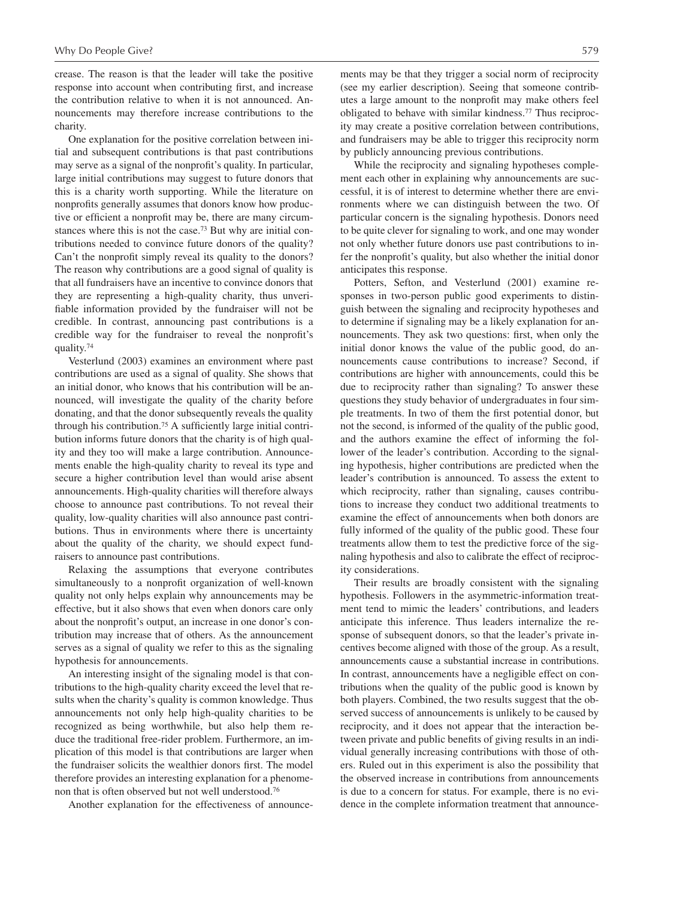crease. The reason is that the leader will take the positive response into account when contributing first, and increase the contribution relative to when it is not announced. Announcements may therefore increase contributions to the charity.

One explanation for the positive correlation between initial and subsequent contributions is that past contributions may serve as a signal of the nonprofit's quality. In particular, large initial contributions may suggest to future donors that this is a charity worth supporting. While the literature on nonprofits generally assumes that donors know how productive or efficient a nonprofit may be, there are many circumstances where this is not the case.[73] But why are initial contributions needed to convince future donors of the quality? Can't the nonprofit simply reveal its quality to the donors? The reason why contributions are a good signal of quality is that all fundraisers have an incentive to convince donors that they are representing a high-quality charity, thus unverifiable information provided by the fundraiser will not be credible. In contrast, announcing past contributions is a credible way for the fundraiser to reveal the nonprofit's quality.[74]

Vesterlund (2003) examines an environment where past contributions are used as a signal of quality. She shows that an initial donor, who knows that his contribution will be announced, will investigate the quality of the charity before donating, and that the donor subsequently reveals the quality through his contribution.[75] A sufficiently large initial contribution informs future donors that the charity is of high quality and they too will make a large contribution. Announcements enable the high-quality charity to reveal its type and secure a higher contribution level than would arise absent announcements. High-quality charities will therefore always choose to announce past contributions. To not reveal their quality, low-quality charities will also announce past contributions. Thus in environments where there is uncertainty about the quality of the charity, we should expect fundraisers to announce past contributions.

Relaxing the assumptions that everyone contributes simultaneously to a nonprofit organization of well-known quality not only helps explain why announcements may be effective, but it also shows that even when donors care only about the nonprofit's output, an increase in one donor's contribution may increase that of others. As the announcement serves as a signal of quality we refer to this as the signaling hypothesis for announcements.

An interesting insight of the signaling model is that contributions to the high-quality charity exceed the level that results when the charity's quality is common knowledge. Thus announcements not only help high-quality charities to be recognized as being worthwhile, but also help them reduce the traditional free-rider problem. Furthermore, an implication of this model is that contributions are larger when the fundraiser solicits the wealthier donors first. The model therefore provides an interesting explanation for a phenomenon that is often observed but not well understood.[76]

Another explanation for the effectiveness of announcements may be that they trigger a social norm of reciprocity (see my earlier description). Seeing that someone contributes a large amount to the nonprofit may make others feel obligated to behave with similar kindness.[77] Thus reciprocity may create a positive correlation between contributions, and fundraisers may be able to trigger this reciprocity norm by publicly announcing previous contributions.

While the reciprocity and signaling hypotheses complement each other in explaining why announcements are successful, it is of interest to determine whether there are environments where we can distinguish between the two. Of particular concern is the signaling hypothesis. Donors need to be quite clever for signaling to work, and one may wonder not only whether future donors use past contributions to infer the nonprofit's quality, but also whether the initial donor anticipates this response.

Potters, Sefton, and Vesterlund (2001) examine responses in two-person public good experiments to distinguish between the signaling and reciprocity hypotheses and to determine if signaling may be a likely explanation for announcements. They ask two questions: first, when only the initial donor knows the value of the public good, do announcements cause contributions to increase? Second, if contributions are higher with announcements, could this be due to reciprocity rather than signaling? To answer these questions they study behavior of undergraduates in four simple treatments. In two of them the first potential donor, but not the second, is informed of the quality of the public good, and the authors examine the effect of informing the follower of the leader's contribution. According to the signaling hypothesis, higher contributions are predicted when the leader's contribution is announced. To assess the extent to which reciprocity, rather than signaling, causes contributions to increase they conduct two additional treatments to examine the effect of announcements when both donors are fully informed of the quality of the public good. These four treatments allow them to test the predictive force of the signaling hypothesis and also to calibrate the effect of reciprocity considerations.

Their results are broadly consistent with the signaling hypothesis. Followers in the asymmetric-information treatment tend to mimic the leaders' contributions, and leaders anticipate this inference. Thus leaders internalize the response of subsequent donors, so that the leader's private incentives become aligned with those of the group. As a result, announcements cause a substantial increase in contributions. In contrast, announcements have a negligible effect on contributions when the quality of the public good is known by both players. Combined, the two results suggest that the observed success of announcements is unlikely to be caused by reciprocity, and it does not appear that the interaction between private and public benefits of giving results in an individual generally increasing contributions with those of others. Ruled out in this experiment is also the possibility that the observed increase in contributions from announcements is due to a concern for status. For example, there is no evidence in the complete information treatment that announce-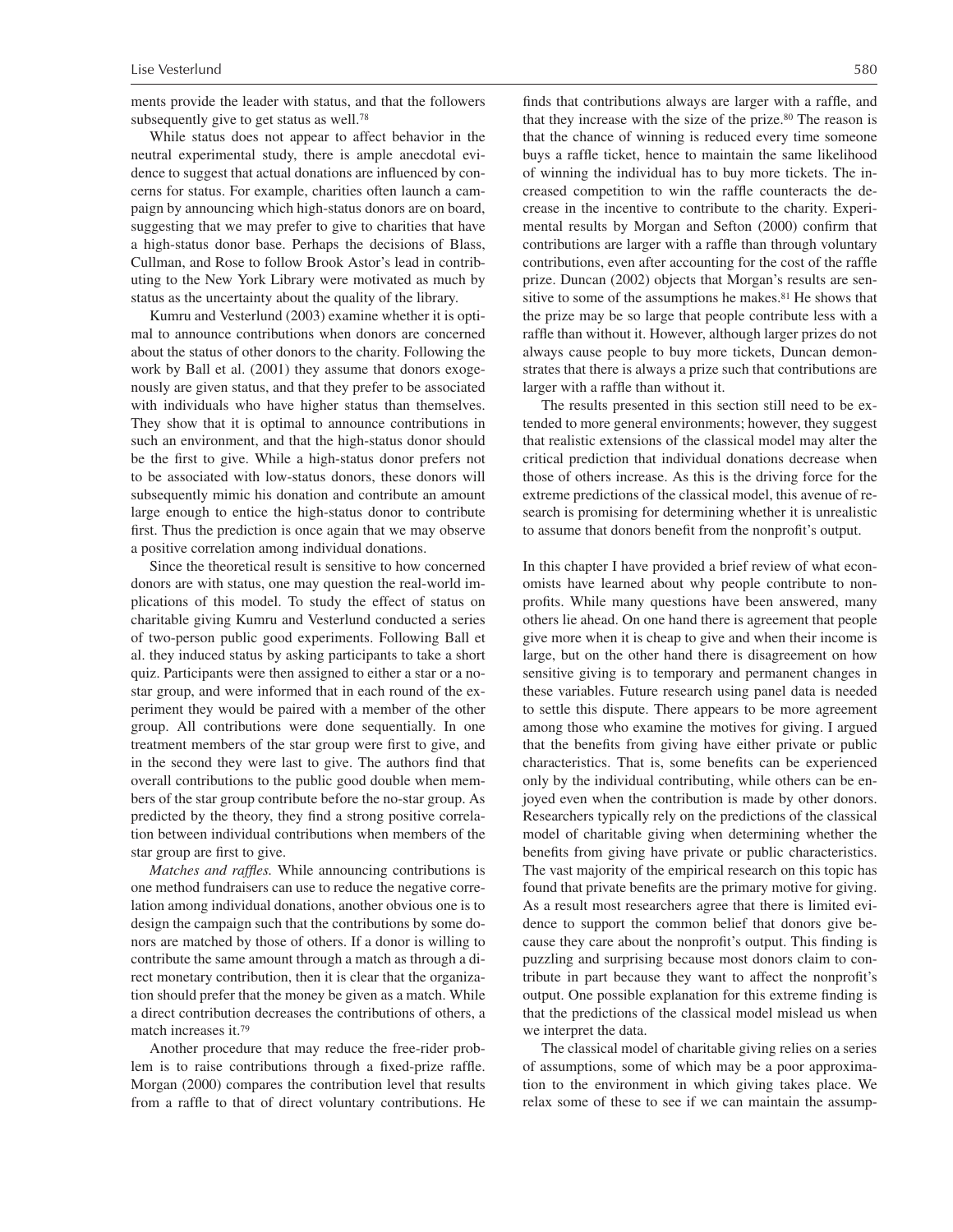ments provide the leader with status, and that the followers subsequently give to get status as well.[78]

While status does not appear to affect behavior in the neutral experimental study, there is ample anecdotal evidence to suggest that actual donations are influenced by concerns for status. For example, charities often launch a campaign by announcing which high-status donors are on board, suggesting that we may prefer to give to charities that have a high-status donor base. Perhaps the decisions of Blass, Cullman, and Rose to follow Brook Astor's lead in contributing to the New York Library were motivated as much by status as the uncertainty about the quality of the library.

Kumru and Vesterlund (2003) examine whether it is optimal to announce contributions when donors are concerned about the status of other donors to the charity. Following the work by Ball et al. (2001) they assume that donors exogenously are given status, and that they prefer to be associated with individuals who have higher status than themselves. They show that it is optimal to announce contributions in such an environment, and that the high-status donor should be the first to give. While a high-status donor prefers not to be associated with low-status donors, these donors will subsequently mimic his donation and contribute an amount large enough to entice the high-status donor to contribute first. Thus the prediction is once again that we may observe a positive correlation among individual donations.

Since the theoretical result is sensitive to how concerned donors are with status, one may question the real-world implications of this model. To study the effect of status on charitable giving Kumru and Vesterlund conducted a series of two-person public good experiments. Following Ball et al. they induced status by asking participants to take a short quiz. Participants were then assigned to either a star or a no-star group, and were informed that in each round of the experiment they would be paired with a member of the other group. All contributions were done sequentially. In one treatment members of the star group were first to give, and in the second they were last to give. The authors find that overall contributions to the public good double when members of the star group contribute before the no-star group. As predicted by the theory, they find a strong positive correlation between individual contributions when members of the star group are first to give.

*Matches and raffles.* While announcing contributions is one method fundraisers can use to reduce the negative correlation among individual donations, another obvious one is to design the campaign such that the contributions by some donors are matched by those of others. If a donor is willing to contribute the same amount through a match as through a direct monetary contribution, then it is clear that the organization should prefer that the money be given as a match. While a direct contribution decreases the contributions of others, a match increases it.[79]

Another procedure that may reduce the free-rider problem is to raise contributions through a fixed-prize raffle. Morgan (2000) compares the contribution level that results from a raffle to that of direct voluntary contributions. He finds that contributions always are larger with a raffle, and that they increase with the size of the prize.[80] The reason is that the chance of winning is reduced every time someone buys a raffle ticket, hence to maintain the same likelihood of winning the individual has to buy more tickets. The increased competition to win the raffle counteracts the decrease in the incentive to contribute to the charity. Experimental results by Morgan and Sefton (2000) confirm that contributions are larger with a raffle than through voluntary contributions, even after accounting for the cost of the raffle prize. Duncan (2002) objects that Morgan's results are sensitive to some of the assumptions he makes.[81] He shows that the prize may be so large that people contribute less with a raffle than without it. However, although larger prizes do not always cause people to buy more tickets, Duncan demonstrates that there is always a prize such that contributions are larger with a raffle than without it.

The results presented in this section still need to be extended to more general environments; however, they suggest that realistic extensions of the classical model may alter the critical prediction that individual donations decrease when those of others increase. As this is the driving force for the extreme predictions of the classical model, this avenue of research is promising for determining whether it is unrealistic to assume that donors benefit from the nonprofit's output.

In this chapter I have provided a brief review of what economists have learned about why people contribute to nonprofits. While many questions have been answered, many others lie ahead. On one hand there is agreement that people give more when it is cheap to give and when their income is large, but on the other hand there is disagreement on how sensitive giving is to temporary and permanent changes in these variables. Future research using panel data is needed to settle this dispute. There appears to be more agreement among those who examine the motives for giving. I argued that the benefits from giving have either private or public characteristics. That is, some benefits can be experienced only by the individual contributing, while others can be enjoyed even when the contribution is made by other donors. Researchers typically rely on the predictions of the classical model of charitable giving when determining whether the benefits from giving have private or public characteristics. The vast majority of the empirical research on this topic has found that private benefits are the primary motive for giving. As a result most researchers agree that there is limited evidence to support the common belief that donors give because they care about the nonprofit's output. This finding is puzzling and surprising because most donors claim to contribute in part because they want to affect the nonprofit's output. One possible explanation for this extreme finding is that the predictions of the classical model mislead us when we interpret the data.

The classical model of charitable giving relies on a series of assumptions, some of which may be a poor approximation to the environment in which giving takes place. We relax some of these to see if we can maintain the assump-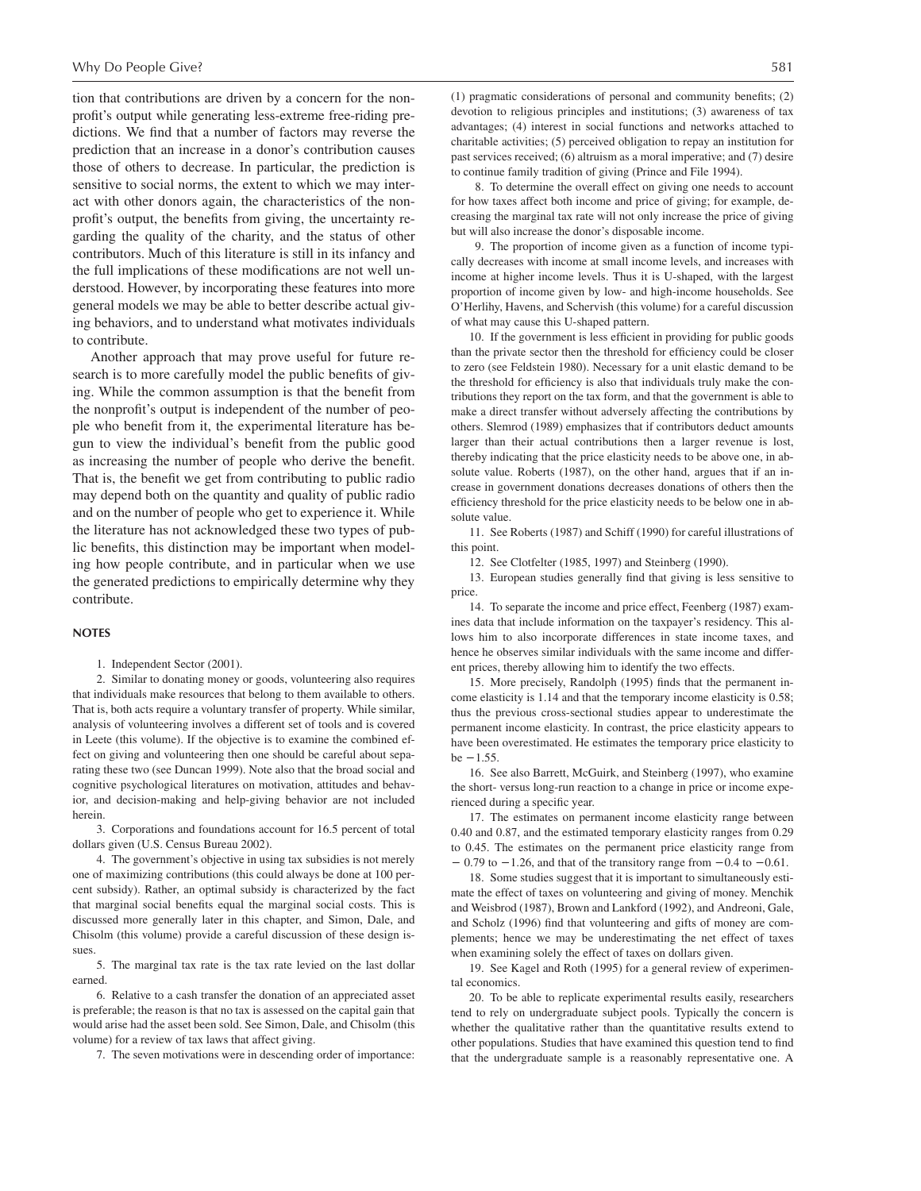tion that contributions are driven by a concern for the nonprofit's output while generating less-extreme free-riding predictions. We find that a number of factors may reverse the prediction that an increase in a donor's contribution causes those of others to decrease. In particular, the prediction is sensitive to social norms, the extent to which we may interact with other donors again, the characteristics of the nonprofit's output, the benefits from giving, the uncertainty regarding the quality of the charity, and the status of other contributors. Much of this literature is still in its infancy and the full implications of these modifications are not well understood. However, by incorporating these features into more general models we may be able to better describe actual giving behaviors, and to understand what motivates individuals to contribute.

Another approach that may prove useful for future research is to more carefully model the public benefits of giving. While the common assumption is that the benefit from the nonprofit's output is independent of the number of people who benefit from it, the experimental literature has begun to view the individual's benefit from the public good as increasing the number of people who derive the benefit. That is, the benefit we get from contributing to public radio may depend both on the quantity and quality of public radio and on the number of people who get to experience it. While the literature has not acknowledged these two types of public benefits, this distinction may be important when modeling how people contribute, and in particular when we use the generated predictions to empirically determine why they contribute.

## NOTES

1. Independent Sector (2001).

2. Similar to donating money or goods, volunteering also requires that individuals make resources that belong to them available to others. That is, both acts require a voluntary transfer of property. While similar, analysis of volunteering involves a different set of tools and is covered in Leete (this volume). If the objective is to examine the combined effect on giving and volunteering then one should be careful about separating these two (see Duncan 1999). Note also that the broad social and cognitive psychological literatures on motivation, attitudes and behavior, and decision-making and help-giving behavior are not included herein.

3. Corporations and foundations account for 16.5 percent of total dollars given (U.S. Census Bureau 2002).

4. The government's objective in using tax subsidies is not merely one of maximizing contributions (this could always be done at 100 percent subsidy). Rather, an optimal subsidy is characterized by the fact that marginal social benefits equal the marginal social costs. This is discussed more generally later in this chapter, and Simon, Dale, and Chisolm (this volume) provide a careful discussion of these design issues.

5. The marginal tax rate is the tax rate levied on the last dollar earned.

6. Relative to a cash transfer the donation of an appreciated asset is preferable; the reason is that no tax is assessed on the capital gain that would arise had the asset been sold. See Simon, Dale, and Chisolm (this volume) for a review of tax laws that affect giving.

7. The seven motivations were in descending order of importance: (1) pragmatic considerations of personal and community benefits; (2) devotion to religious principles and institutions; (3) awareness of tax advantages; (4) interest in social functions and networks attached to charitable activities; (5) perceived obligation to repay an institution for past services received; (6) altruism as a moral imperative; and (7) desire to continue family tradition of giving (Prince and File 1994).

8. To determine the overall effect on giving one needs to account for how taxes affect both income and price of giving; for example, decreasing the marginal tax rate will not only increase the price of giving but will also increase the donor's disposable income.

9. The proportion of income given as a function of income typically decreases with income at small income levels, and increases with income at higher income levels. Thus it is U-shaped, with the largest proportion of income given by low- and high-income households. See O'Herlihy, Havens, and Schervish (this volume) for a careful discussion of what may cause this U-shaped pattern.

10. If the government is less efficient in providing for public goods than the private sector then the threshold for efficiency could be closer to zero (see Feldstein 1980). Necessary for a unit elastic demand to be the threshold for efficiency is also that individuals truly make the contributions they report on the tax form, and that the government is able to make a direct transfer without adversely affecting the contributions by others. Slemrod (1989) emphasizes that if contributors deduct amounts larger than their actual contributions then a larger revenue is lost, thereby indicating that the price elasticity needs to be above one, in absolute value. Roberts (1987), on the other hand, argues that if an increase in government donations decreases donations of others then the efficiency threshold for the price elasticity needs to be below one in absolute value.

11. See Roberts (1987) and Schiff (1990) for careful illustrations of this point.

12. See Clotfelter (1985, 1997) and Steinberg (1990).

13. European studies generally find that giving is less sensitive to price.

14. To separate the income and price effect, Feenberg (1987) examines data that include information on the taxpayer's residency. This allows him to also incorporate differences in state income taxes, and hence he observes similar individuals with the same income and different prices, thereby allowing him to identify the two effects.

15. More precisely, Randolph (1995) finds that the permanent income elasticity is 1.14 and that the temporary income elasticity is 0.58; thus the previous cross-sectional studies appear to underestimate the permanent income elasticity. In contrast, the price elasticity appears to have been overestimated. He estimates the temporary price elasticity to be $-1.55$.

16. See also Barrett, McGuirk, and Steinberg (1997), who examine the short- versus long-run reaction to a change in price or income experienced during a specific year.

17. The estimates on permanent income elasticity range between 0.40 and 0.87, and the estimated temporary elasticity ranges from 0.29 to 0.45. The estimates on the permanent price elasticity range from $-0.79$ to $-1.26$, and that of the transitory range from $-0.4$ to $-0.61$.

18. Some studies suggest that it is important to simultaneously estimate the effect of taxes on volunteering and giving of money. Menchik and Weisbrod (1987), Brown and Lankford (1992), and Andreoni, Gale, and Scholz (1996) find that volunteering and gifts of money are complements; hence we may be underestimating the net effect of taxes when examining solely the effect of taxes on dollars given.

19. See Kagel and Roth (1995) for a general review of experimental economics.

20. To be able to replicate experimental results easily, researchers tend to rely on undergraduate subject pools. Typically the concern is whether the qualitative rather than the quantitative results extend to other populations. Studies that have examined this question tend to find that the undergraduate sample is a reasonably representative one. A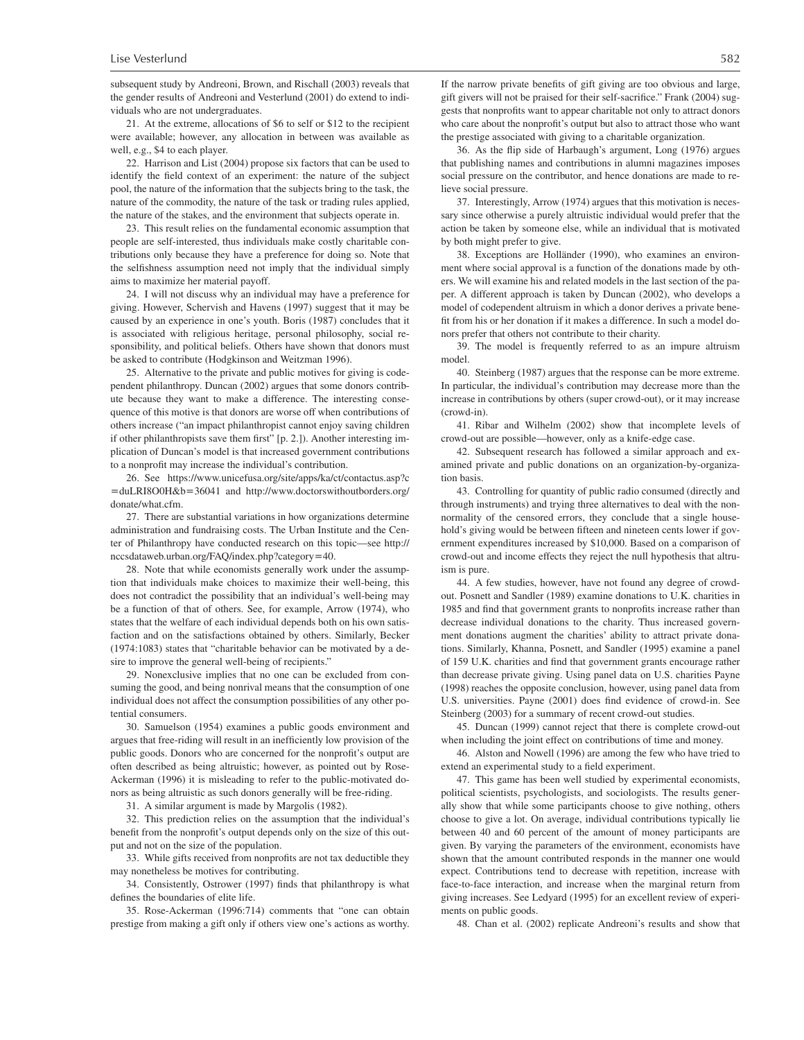subsequent study by Andreoni, Brown, and Rischall (2003) reveals that the gender results of Andreoni and Vesterlund (2001) do extend to individuals who are not undergraduates.

21. At the extreme, allocations of $6 to self or $12 to the recipient were available; however, any allocation in between was available as well, e.g., $4 to each player.

22. Harrison and List (2004) propose six factors that can be used to identify the field context of an experiment: the nature of the subject pool, the nature of the information that the subjects bring to the task, the nature of the commodity, the nature of the task or trading rules applied, the nature of the stakes, and the environment that subjects operate in.

23. This result relies on the fundamental economic assumption that people are self-interested, thus individuals make costly charitable contributions only because they have a preference for doing so. Note that the selfishness assumption need not imply that the individual simply aims to maximize her material payoff.

24. I will not discuss why an individual may have a preference for giving. However, Schervish and Havens (1997) suggest that it may be caused by an experience in one's youth. Boris (1987) concludes that it is associated with religious heritage, personal philosophy, social responsibility, and political beliefs. Others have shown that donors must be asked to contribute (Hodgkinson and Weitzman 1996).

25. Alternative to the private and public motives for giving is codependent philanthropy. Duncan (2002) argues that some donors contribute because they want to make a difference. The interesting consequence of this motive is that donors are worse off when contributions of others increase ("an impact philanthropist cannot enjoy saving children if other philanthropists save them first" [p. 2.]). Another interesting implication of Duncan's model is that increased government contributions to a nonprofit may increase the individual's contribution.

26. See https://www.unicefusa.org/site/apps/ka/ct/contactus.asp?c=duLRI8O0H&b=36041 and http://www.doctorswithoutborders.org/donate/what.cfm.

27. There are substantial variations in how organizations determine administration and fundraising costs. The Urban Institute and the Center of Philanthropy have conducted research on this topic—see http://nccsdataweb.urban.org/FAQ/index.php?category=40.

28. Note that while economists generally work under the assumption that individuals make choices to maximize their well-being, this does not contradict the possibility that an individual's well-being may be a function of that of others. See, for example, Arrow (1974), who states that the welfare of each individual depends both on his own satisfaction and on the satisfactions obtained by others. Similarly, Becker (1974:1083) states that "charitable behavior can be motivated by a desire to improve the general well-being of recipients."

29. Nonexclusive implies that no one can be excluded from consuming the good, and being nonrival means that the consumption of one individual does not affect the consumption possibilities of any other potential consumers.

30. Samuelson (1954) examines a public goods environment and argues that free-riding will result in an inefficiently low provision of the public goods. Donors who are concerned for the nonprofit's output are often described as being altruistic; however, as pointed out by Rose-Ackerman (1996) it is misleading to refer to the public-motivated donors as being altruistic as such donors generally will be free-riding.

31. A similar argument is made by Margolis (1982).

32. This prediction relies on the assumption that the individual's benefit from the nonprofit's output depends only on the size of this output and not on the size of the population.

33. While gifts received from nonprofits are not tax deductible they may nonetheless be motives for contributing.

34. Consistently, Ostrower (1997) finds that philanthropy is what defines the boundaries of elite life.

35. Rose-Ackerman (1996:714) comments that "one can obtain prestige from making a gift only if others view one's actions as worthy. If the narrow private benefits of gift giving are too obvious and large, gift givers will not be praised for their self-sacrifice." Frank (2004) suggests that nonprofits want to appear charitable not only to attract donors who care about the nonprofit's output but also to attract those who want the prestige associated with giving to a charitable organization.

36. As the flip side of Harbaugh's argument, Long (1976) argues that publishing names and contributions in alumni magazines imposes social pressure on the contributor, and hence donations are made to relieve social pressure.

37. Interestingly, Arrow (1974) argues that this motivation is necessary since otherwise a purely altruistic individual would prefer that the action be taken by someone else, while an individual that is motivated by both might prefer to give.

38. Exceptions are Holländer (1990), who examines an environment where social approval is a function of the donations made by others. We will examine his and related models in the last section of the paper. A different approach is taken by Duncan (2002), who develops a model of codependent altruism in which a donor derives a private benefit from his or her donation if it makes a difference. In such a model donors prefer that others not contribute to their charity.

39. The model is frequently referred to as an impure altruism model.

40. Steinberg (1987) argues that the response can be more extreme. In particular, the individual's contribution may decrease more than the increase in contributions by others (super crowd-out), or it may increase (crowd-in).

41. Ribar and Wilhelm (2002) show that incomplete levels of crowd-out are possible—however, only as a knife-edge case.

42. Subsequent research has followed a similar approach and examined private and public donations on an organization-by-organization basis.

43. Controlling for quantity of public radio consumed (directly and through instruments) and trying three alternatives to deal with the nonnormality of the censored errors, they conclude that a single household's giving would be between fifteen and nineteen cents lower if government expenditures increased by $10,000. Based on a comparison of crowd-out and income effects they reject the null hypothesis that altruism is pure.

44. A few studies, however, have not found any degree of crowd-out. Posnett and Sandler (1989) examine donations to U.K. charities in 1985 and find that government grants to nonprofits increase rather than decrease individual donations to the charity. Thus increased government donations augment the charities' ability to attract private donations. Similarly, Khanna, Posnett, and Sandler (1995) examine a panel of 159 U.K. charities and find that government grants encourage rather than decrease private giving. Using panel data on U.S. charities Payne (1998) reaches the opposite conclusion, however, using panel data from U.S. universities. Payne (2001) does find evidence of crowd-in. See Steinberg (2003) for a summary of recent crowd-out studies.

45. Duncan (1999) cannot reject that there is complete crowd-out when including the joint effect on contributions of time and money.

46. Alston and Nowell (1996) are among the few who have tried to extend an experimental study to a field experiment.

47. This game has been well studied by experimental economists, political scientists, psychologists, and sociologists. The results generally show that while some participants choose to give nothing, others choose to give a lot. On average, individual contributions typically lie between 40 and 60 percent of the amount of money participants are given. By varying the parameters of the environment, economists have shown that the amount contributed responds in the manner one would expect. Contributions tend to decrease with repetition, increase with face-to-face interaction, and increase when the marginal return from giving increases. See Ledyard (1995) for an excellent review of experiments on public goods.

48. Chan et al. (2002) replicate Andreoni's results and show that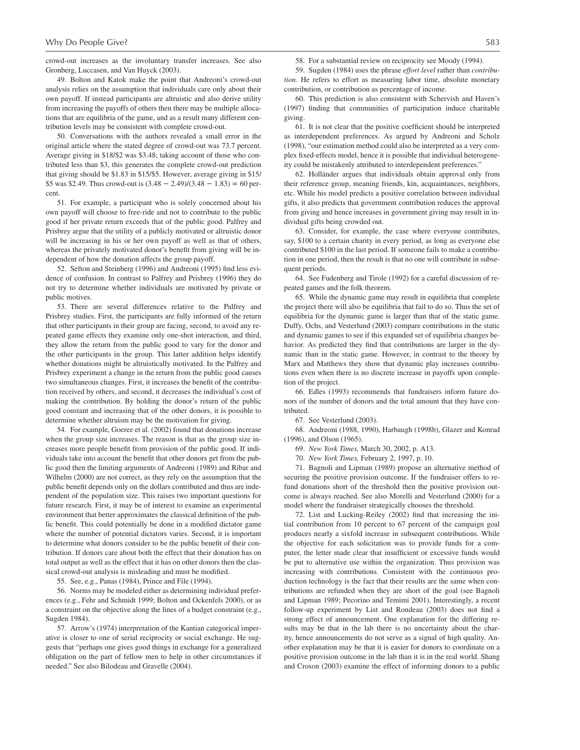crowd-out increases as the involuntary transfer increases. See also Gronberg, Luccasen, and Van Huyck (2003).

49. Bolton and Katok make the point that Andreoni's crowd-out analysis relies on the assumption that individuals care only about their own payoff. If instead participants are altruistic and also derive utility from increasing the payoffs of others then there may be multiple allocations that are equilibria of the game, and as a result many different contribution levels may be consistent with complete crowd-out.

50. Conversations with the authors revealed a small error in the original article where the stated degree of crowd-out was 73.7 percent. Average giving in \$18/\$2 was \$3.48; taking account of those who contributed less than \$3, this generates the complete crowd-out prediction that giving should be \$1.83 in \$15/\$5. However, average giving in \$15/\$5 was \$2.49. Thus crowd-out is $(3.48 - 2.49)/(3.48 - 1.83) = 60$ percent.

51. For example, a participant who is solely concerned about his own payoff will choose to free-ride and not to contribute to the public good if her private return exceeds that of the public good. Palfrey and Prisbrey argue that the utility of a publicly motivated or altruistic donor will be increasing in his or her own payoff as well as that of others, whereas the privately motivated donor's benefit from giving will be independent of how the donation affects the group payoff.

52. Sefton and Steinberg (1996) and Andreoni (1995) find less evidence of confusion. In contrast to Palfrey and Prisbrey (1996) they do not try to determine whether individuals are motivated by private or public motives.

53. There are several differences relative to the Palfrey and Prisbrey studies. First, the participants are fully informed of the return that other participants in their group are facing, second, to avoid any repeated game effects they examine only one-shot interaction, and third, they allow the return from the public good to vary for the donor and the other participants in the group. This latter addition helps identify whether donations might be altruistically motivated. In the Palfrey and Prisbrey experiment a change in the return from the public good causes two simultaneous changes. First, it increases the benefit of the contribution received by others, and second, it decreases the individual's cost of making the contribution. By holding the donor's return of the public good constant and increasing that of the other donors, it is possible to determine whether altruism may be the motivation for giving.

54. For example, Goeree et al. (2002) found that donations increase when the group size increases. The reason is that as the group size increases more people benefit from provision of the public good. If individuals take into account the benefit that other donors get from the public good then the limiting arguments of Andreoni (1989) and Ribar and Wilhelm (2000) are not correct, as they rely on the assumption that the public benefit depends only on the dollars contributed and thus are independent of the population size. This raises two important questions for future research. First, it may be of interest to examine an experimental environment that better approximates the classical definition of the public benefit. This could potentially be done in a modified dictator game where the number of potential dictators varies. Second, it is important to determine what donors consider to be the public benefit of their contribution. If donors care about both the effect that their donation has on total output as well as the effect that it has on other donors then the classical crowd-out analysis is misleading and must be modified.

55. See, e.g., Panas (1984), Prince and File (1994).

56. Norms may be modeled either as determining individual preferences (e.g., Fehr and Schmidt 1999; Bolton and Ockenfels 2000), or as a constraint on the objective along the lines of a budget constraint (e.g., Sugden 1984).

57. Arrow's (1974) interpretation of the Kantian categorical imperative is closer to one of serial reciprocity or social exchange. He suggests that "perhaps one gives good things in exchange for a generalized obligation on the part of fellow men to help in other circumstances if needed." See also Bilodeau and Gravelle (2004).

58. For a substantial review on reciprocity see Moody (1994).

59. Sugden (1984) uses the phrase *effort level* rather than *contribution.* He refers to effort as measuring labor time, absolute monetary contribution, or contribution as percentage of income.

60. This prediction is also consistent with Schervish and Haven's (1997) finding that communities of participation induce charitable giving.

61. It is not clear that the positive coefficient should be interpreted as interdependent preferences. As argued by Andreoni and Scholz (1998), "our estimation method could also be interpreted as a very complex fixed-effects model, hence it is possible that individual heterogeneity could be mistakenly attributed to interdependent preferences."

62. Holländer argues that individuals obtain approval only from their reference group, meaning friends, kin, acquaintances, neighbors, etc. While his model predicts a positive correlation between individual gifts, it also predicts that government contribution reduces the approval from giving and hence increases in government giving may result in individual gifts being crowded out.

63. Consider, for example, the case where everyone contributes, say, \$100 to a certain charity in every period, as long as everyone else contributed \$100 in the last period. If someone fails to make a contribution in one period, then the result is that no one will contribute in subsequent periods.

64. See Fudenberg and Tirole (1992) for a careful discussion of repeated games and the folk theorem.

65. While the dynamic game may result in equilibria that complete the project there will also be equilibria that fail to do so. Thus the set of equilibria for the dynamic game is larger than that of the static game. Duffy, Ochs, and Vesterlund (2003) compare contributions in the static and dynamic games to see if this expanded set of equilibria changes behavior. As predicted they find that contributions are larger in the dynamic than in the static game. However, in contrast to the theory by Marx and Matthews they show that dynamic play increases contributions even when there is no discrete increase in payoffs upon completion of the project.

66. Edles (1993) recommends that fundraisers inform future donors of the number of donors and the total amount that they have contributed.

67. See Vesterlund (2003).

68. Andreoni (1988, 1990), Harbaugh (1998b), Glazer and Konrad (1996), and Olson (1965).

69. *New York Times,* March 30, 2002, p. A13.

70. *New York Times,* February 2, 1997, p. 10.

71. Bagnoli and Lipman (1989) propose an alternative method of securing the positive provision outcome. If the fundraiser offers to refund donations short of the threshold then the positive provision outcome is always reached. See also Morelli and Vesterlund (2000) for a model where the fundraiser strategically chooses the threshold.

72. List and Lucking-Reiley (2002) find that increasing the initial contribution from 10 percent to 67 percent of the campaign goal produces nearly a sixfold increase in subsequent contributions. While the objective for each solicitation was to provide funds for a computer, the letter made clear that insufficient or excessive funds would be put to alternative use within the organization. Thus provision was increasing with contributions. Consistent with the continuous production technology is the fact that their results are the same when contributions are refunded when they are short of the goal (see Bagnoli and Lipman 1989; Pecorino and Temimi 2001). Interestingly, a recent follow-up experiment by List and Rondeau (2003) does not find a strong effect of announcement. One explanation for the differing results may be that in the lab there is no uncertainty about the charity, hence announcements do not serve as a signal of high quality. Another explanation may be that it is easier for donors to coordinate on a positive provision outcome in the lab than it is in the real world. Shang and Croson (2003) examine the effect of informing donors to a public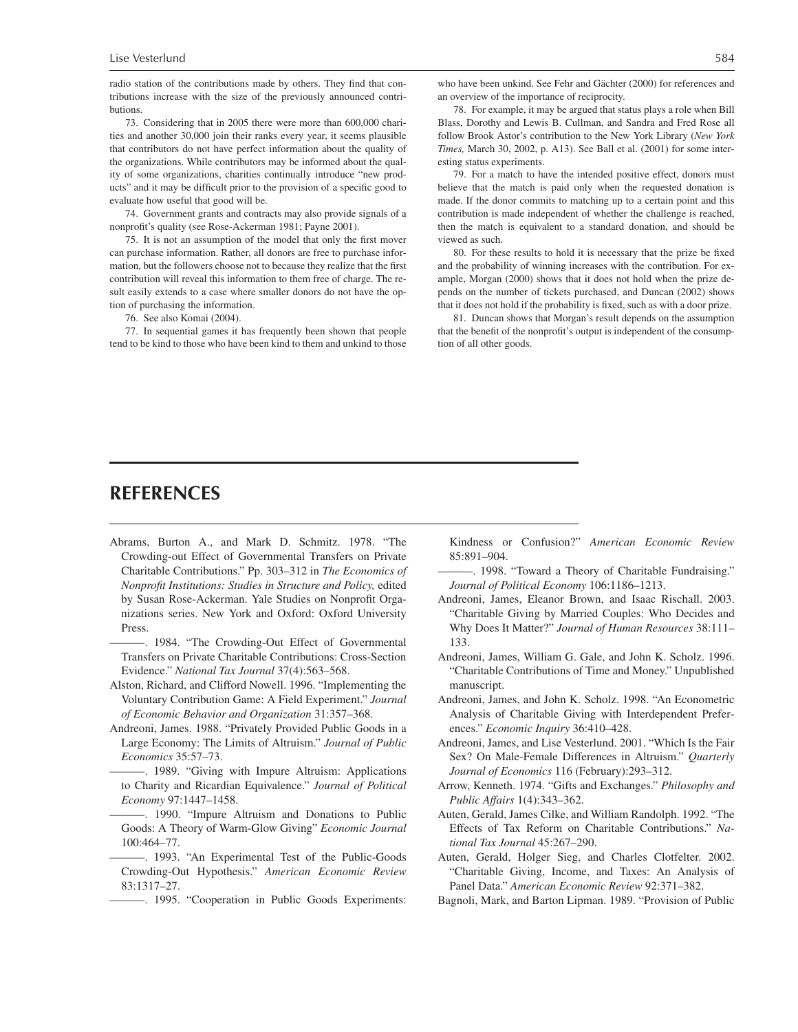radio station of the contributions made by others. They find that contributions increase with the size of the previously announced contributions.

73. Considering that in 2005 there were more than 600,000 charities and another 30,000 join their ranks every year, it seems plausible that contributors do not have perfect information about the quality of the organizations. While contributors may be informed about the quality of some organizations, charities continually introduce "new products" and it may be difficult prior to the provision of a specific good to evaluate how useful that good will be.

74. Government grants and contracts may also provide signals of a nonprofit's quality (see Rose-Ackerman 1981; Payne 2001).

75. It is not an assumption of the model that only the first mover can purchase information. Rather, all donors are free to purchase information, but the followers choose not to because they realize that the first contribution will reveal this information to them free of charge. The result easily extends to a case where smaller donors do not have the option of purchasing the information.

76. See also Komai (2004).

77. In sequential games it has frequently been shown that people tend to be kind to those who have been kind to them and unkind to those who have been unkind. See Fehr and Gächter (2000) for references and an overview of the importance of reciprocity.

78. For example, it may be argued that status plays a role when Bill Blass, Dorothy and Lewis B. Cullman, and Sandra and Fred Rose all follow Brook Astor's contribution to the New York Library (*New York Times,* March 30, 2002, p. A13). See Ball et al. (2001) for some interesting status experiments.

79. For a match to have the intended positive effect, donors must believe that the match is paid only when the requested donation is made. If the donor commits to matching up to a certain point and this contribution is made independent of whether the challenge is reached, then the match is equivalent to a standard donation, and should be viewed as such.

80. For these results to hold it is necessary that the prize be fixed and the probability of winning increases with the contribution. For example, Morgan (2000) shows that it does not hold when the prize depends on the number of tickets purchased, and Duncan (2002) shows that it does not hold if the probability is fixed, such as with a door prize.

81. Duncan shows that Morgan's result depends on the assumption that the benefit of the nonprofit's output is independent of the consumption of all other goods.

## REFERENCES

Abrams, Burton A., and Mark D. Schmitz. 1978. "The Crowding-out Effect of Governmental Transfers on Private Charitable Contributions." Pp. 303–312 in *The Economics of Nonprofit Institutions: Studies in Structure and Policy,* edited by Susan Rose-Ackerman. Yale Studies on Nonprofit Organizations series. New York and Oxford: Oxford University Press.

———. 1984. "The Crowding-Out Effect of Governmental Transfers on Private Charitable Contributions: Cross-Section Evidence." *National Tax Journal* 37(4):563–568.

Alston, Richard, and Clifford Nowell. 1996. "Implementing the Voluntary Contribution Game: A Field Experiment." *Journal of Economic Behavior and Organization* 31:357–368.

Andreoni, James. 1988. "Privately Provided Public Goods in a Large Economy: The Limits of Altruism." *Journal of Public Economics* 35:57–73.

———. 1989. "Giving with Impure Altruism: Applications to Charity and Ricardian Equivalence." *Journal of Political Economy* 97:1447–1458.

———. 1990. "Impure Altruism and Donations to Public Goods: A Theory of Warm-Glow Giving" *Economic Journal* 100:464–77.

———. 1993. "An Experimental Test of the Public-Goods Crowding-Out Hypothesis." *American Economic Review* 83:1317–27.

———. 1995. "Cooperation in Public Goods Experiments: Kindness or Confusion?" *American Economic Review* 85:891–904.

———. 1998. "Toward a Theory of Charitable Fundraising." *Journal of Political Economy* 106:1186–1213.

Andreoni, James, Eleanor Brown, and Isaac Rischall. 2003. "Charitable Giving by Married Couples: Who Decides and Why Does It Matter?" *Journal of Human Resources* 38:111–133.

Andreoni, James, William G. Gale, and John K. Scholz. 1996. "Charitable Contributions of Time and Money." Unpublished manuscript.

Andreoni, James, and John K. Scholz. 1998. "An Econometric Analysis of Charitable Giving with Interdependent Preferences." *Economic Inquiry* 36:410–428.

Andreoni, James, and Lise Vesterlund. 2001. "Which Is the Fair Sex? On Male-Female Differences in Altruism." *Quarterly Journal of Economics* 116 (February):293–312.

Arrow, Kenneth. 1974. "Gifts and Exchanges." *Philosophy and Public Affairs* 1(4):343–362.

Auten, Gerald, James Cilke, and William Randolph. 1992. "The Effects of Tax Reform on Charitable Contributions." *National Tax Journal* 45:267–290.

Auten, Gerald, Holger Sieg, and Charles Clotfelter. 2002. "Charitable Giving, Income, and Taxes: An Analysis of Panel Data." *American Economic Review* 92:371–382.

Bagnoli, Mark, and Barton Lipman. 1989. "Provision of Public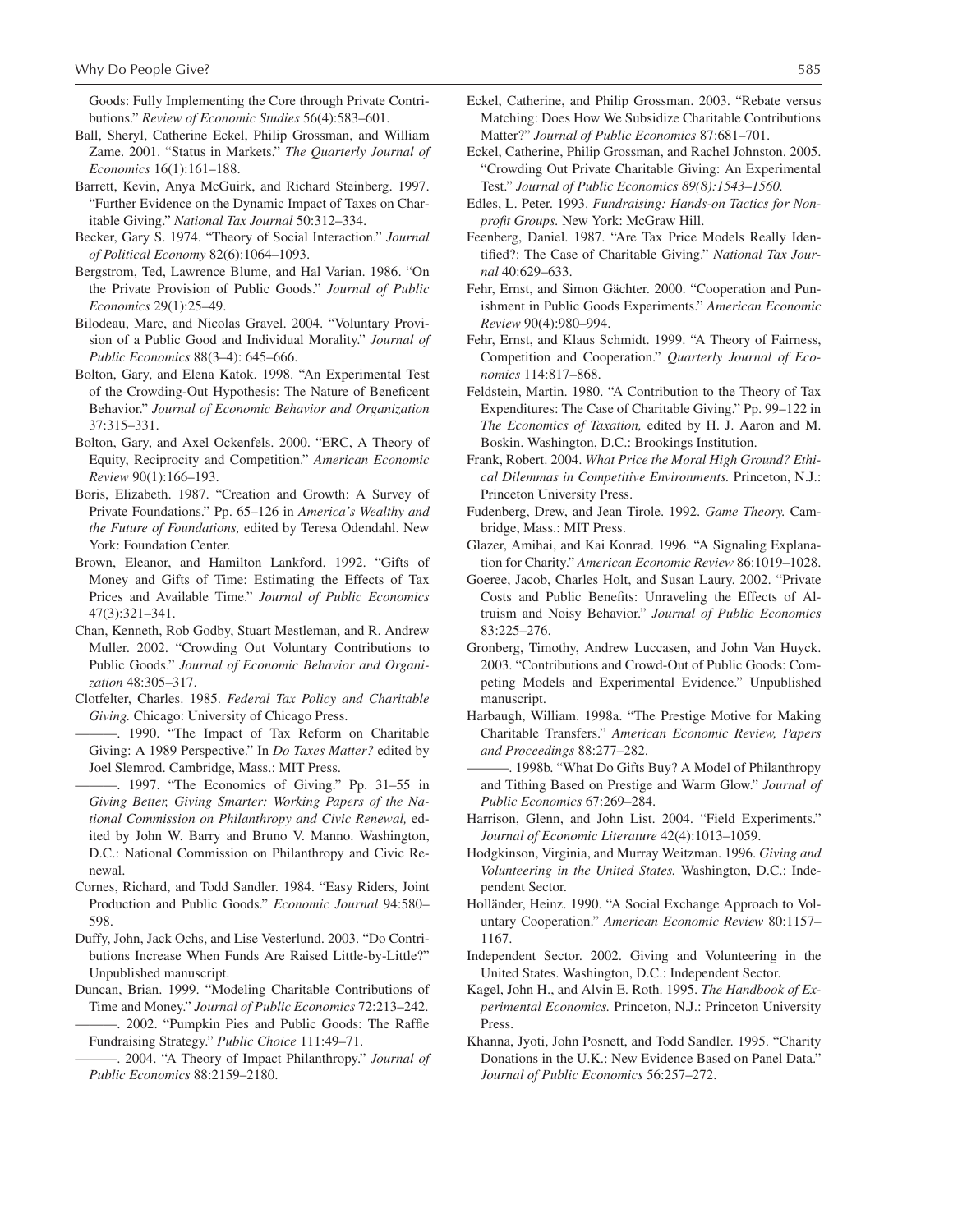Goods: Fully Implementing the Core through Private Contributions." *Review of Economic Studies* 56(4):583–601.

Ball, Sheryl, Catherine Eckel, Philip Grossman, and William Zame. 2001. "Status in Markets." *The Quarterly Journal of Economics* 16(1):161–188.

Barrett, Kevin, Anya McGuirk, and Richard Steinberg. 1997. "Further Evidence on the Dynamic Impact of Taxes on Charitable Giving." *National Tax Journal* 50:312–334.

Becker, Gary S. 1974. "Theory of Social Interaction." *Journal of Political Economy* 82(6):1064–1093.

Bergstrom, Ted, Lawrence Blume, and Hal Varian. 1986. "On the Private Provision of Public Goods." *Journal of Public Economics* 29(1):25–49.

Bilodeau, Marc, and Nicolas Gravel. 2004. "Voluntary Provision of a Public Good and Individual Morality." *Journal of Public Economics* 88(3–4): 645–666.

Bolton, Gary, and Elena Katok. 1998. "An Experimental Test of the Crowding-Out Hypothesis: The Nature of Beneficent Behavior." *Journal of Economic Behavior and Organization* 37:315–331.

Bolton, Gary, and Axel Ockenfels. 2000. "ERC, A Theory of Equity, Reciprocity and Competition." *American Economic Review* 90(1):166–193.

Boris, Elizabeth. 1987. "Creation and Growth: A Survey of Private Foundations." Pp. 65–126 in *America's Wealthy and the Future of Foundations,* edited by Teresa Odendahl. New York: Foundation Center.

Brown, Eleanor, and Hamilton Lankford. 1992. "Gifts of Money and Gifts of Time: Estimating the Effects of Tax Prices and Available Time." *Journal of Public Economics* 47(3):321–341.

Chan, Kenneth, Rob Godby, Stuart Mestleman, and R. Andrew Muller. 2002. "Crowding Out Voluntary Contributions to Public Goods." *Journal of Economic Behavior and Organization* 48:305–317.

Clotfelter, Charles. 1985. *Federal Tax Policy and Charitable Giving.* Chicago: University of Chicago Press.

———. 1990. "The Impact of Tax Reform on Charitable Giving: A 1989 Perspective." In *Do Taxes Matter?* edited by Joel Slemrod. Cambridge, Mass.: MIT Press.

———. 1997. "The Economics of Giving." Pp. 31–55 in *Giving Better, Giving Smarter: Working Papers of the National Commission on Philanthropy and Civic Renewal,* edited by John W. Barry and Bruno V. Manno. Washington, D.C.: National Commission on Philanthropy and Civic Renewal.

Cornes, Richard, and Todd Sandler. 1984. "Easy Riders, Joint Production and Public Goods." *Economic Journal* 94:580–598.

Duffy, John, Jack Ochs, and Lise Vesterlund. 2003. "Do Contributions Increase When Funds Are Raised Little-by-Little?" Unpublished manuscript.

Duncan, Brian. 1999. "Modeling Charitable Contributions of Time and Money." *Journal of Public Economics* 72:213–242.

———. 2002. "Pumpkin Pies and Public Goods: The Raffle Fundraising Strategy." *Public Choice* 111:49–71.

———. 2004. "A Theory of Impact Philanthropy." *Journal of Public Economics* 88:2159–2180.

Eckel, Catherine, and Philip Grossman. 2003. "Rebate versus Matching: Does How We Subsidize Charitable Contributions Matter?" *Journal of Public Economics* 87:681–701.

Eckel, Catherine, Philip Grossman, and Rachel Johnston. 2005. "Crowding Out Private Charitable Giving: An Experimental Test." *Journal of Public Economics 89(8):1543–1560.*

Edles, L. Peter. 1993. *Fundraising: Hands-on Tactics for Nonprofit Groups.* New York: McGraw Hill.

Feenberg, Daniel. 1987. "Are Tax Price Models Really Identified?: The Case of Charitable Giving." *National Tax Journal* 40:629–633.

Fehr, Ernst, and Simon Gächter. 2000. "Cooperation and Punishment in Public Goods Experiments." *American Economic Review* 90(4):980–994.

Fehr, Ernst, and Klaus Schmidt. 1999. "A Theory of Fairness, Competition and Cooperation." *Quarterly Journal of Economics* 114:817–868.

Feldstein, Martin. 1980. "A Contribution to the Theory of Tax Expenditures: The Case of Charitable Giving." Pp. 99–122 in *The Economics of Taxation,* edited by H. J. Aaron and M. Boskin. Washington, D.C.: Brookings Institution.

Frank, Robert. 2004. *What Price the Moral High Ground? Ethical Dilemmas in Competitive Environments.* Princeton, N.J.: Princeton University Press.

Fudenberg, Drew, and Jean Tirole. 1992. *Game Theory.* Cambridge, Mass.: MIT Press.

Glazer, Amihai, and Kai Konrad. 1996. "A Signaling Explanation for Charity." *American Economic Review* 86:1019–1028.

Goeree, Jacob, Charles Holt, and Susan Laury. 2002. "Private Costs and Public Benefits: Unraveling the Effects of Altruism and Noisy Behavior." *Journal of Public Economics* 83:225–276.

Gronberg, Timothy, Andrew Luccasen, and John Van Huyck. 2003. "Contributions and Crowd-Out of Public Goods: Competing Models and Experimental Evidence." Unpublished manuscript.

Harbaugh, William. 1998a. "The Prestige Motive for Making Charitable Transfers." *American Economic Review, Papers and Proceedings* 88:277–282.

———. 1998b. "What Do Gifts Buy? A Model of Philanthropy and Tithing Based on Prestige and Warm Glow." *Journal of Public Economics* 67:269–284.

Harrison, Glenn, and John List. 2004. "Field Experiments." *Journal of Economic Literature* 42(4):1013–1059.

Hodgkinson, Virginia, and Murray Weitzman. 1996. *Giving and Volunteering in the United States.* Washington, D.C.: Independent Sector.

Holländer, Heinz. 1990. "A Social Exchange Approach to Voluntary Cooperation." *American Economic Review* 80:1157–1167.

Independent Sector. 2002. Giving and Volunteering in the United States. Washington, D.C.: Independent Sector.

Kagel, John H., and Alvin E. Roth. 1995. *The Handbook of Experimental Economics.* Princeton, N.J.: Princeton University Press.

Khanna, Jyoti, John Posnett, and Todd Sandler. 1995. "Charity Donations in the U.K.: New Evidence Based on Panel Data." *Journal of Public Economics* 56:257–272.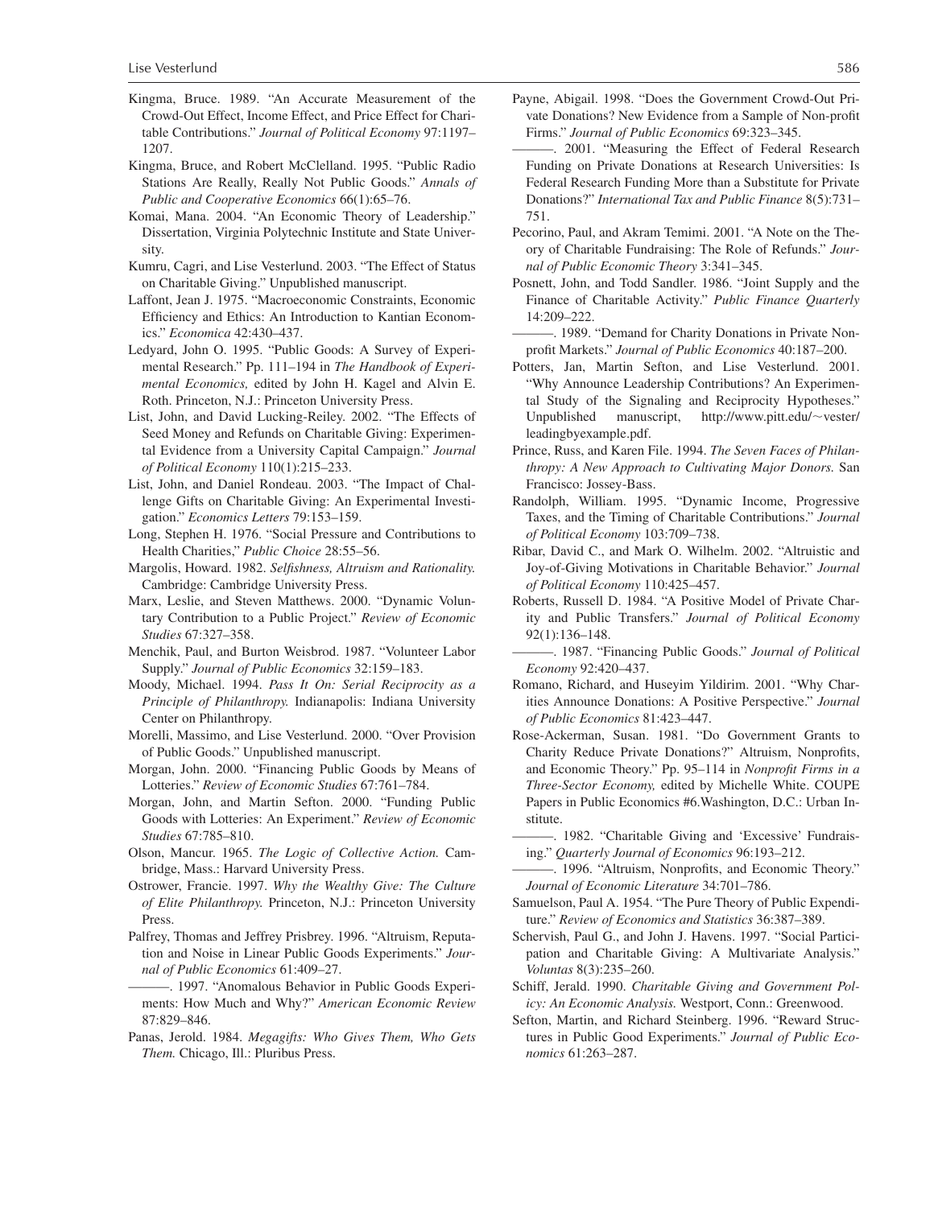Kingma, Bruce. 1989. "An Accurate Measurement of the Crowd-Out Effect, Income Effect, and Price Effect for Charitable Contributions." *Journal of Political Economy* 97:1197–1207.

Kingma, Bruce, and Robert McClelland. 1995. "Public Radio Stations Are Really, Really Not Public Goods." *Annals of Public and Cooperative Economics* 66(1):65–76.

Komai, Mana. 2004. "An Economic Theory of Leadership." Dissertation, Virginia Polytechnic Institute and State University.

Kumru, Cagri, and Lise Vesterlund. 2003. "The Effect of Status on Charitable Giving." Unpublished manuscript.

Laffont, Jean J. 1975. "Macroeconomic Constraints, Economic Efficiency and Ethics: An Introduction to Kantian Economics." *Economica* 42:430–437.

Ledyard, John O. 1995. "Public Goods: A Survey of Experimental Research." Pp. 111–194 in *The Handbook of Experimental Economics,* edited by John H. Kagel and Alvin E. Roth. Princeton, N.J.: Princeton University Press.

List, John, and David Lucking-Reiley. 2002. "The Effects of Seed Money and Refunds on Charitable Giving: Experimental Evidence from a University Capital Campaign." *Journal of Political Economy* 110(1):215–233.

List, John, and Daniel Rondeau. 2003. "The Impact of Challenge Gifts on Charitable Giving: An Experimental Investigation." *Economics Letters* 79:153–159.

Long, Stephen H. 1976. "Social Pressure and Contributions to Health Charities," *Public Choice* 28:55–56.

Margolis, Howard. 1982. *Selfishness, Altruism and Rationality.* Cambridge: Cambridge University Press.

Marx, Leslie, and Steven Matthews. 2000. "Dynamic Voluntary Contribution to a Public Project." *Review of Economic Studies* 67:327–358.

Menchik, Paul, and Burton Weisbrod. 1987. "Volunteer Labor Supply." *Journal of Public Economics* 32:159–183.

Moody, Michael. 1994. *Pass It On: Serial Reciprocity as a Principle of Philanthropy.* Indianapolis: Indiana University Center on Philanthropy.

Morelli, Massimo, and Lise Vesterlund. 2000. "Over Provision of Public Goods." Unpublished manuscript.

Morgan, John. 2000. "Financing Public Goods by Means of Lotteries." *Review of Economic Studies* 67:761–784.

Morgan, John, and Martin Sefton. 2000. "Funding Public Goods with Lotteries: An Experiment." *Review of Economic Studies* 67:785–810.

Olson, Mancur. 1965. *The Logic of Collective Action.* Cambridge, Mass.: Harvard University Press.

Ostrower, Francie. 1997. *Why the Wealthy Give: The Culture of Elite Philanthropy.* Princeton, N.J.: Princeton University Press.

Palfrey, Thomas and Jeffrey Prisbrey. 1996. "Altruism, Reputation and Noise in Linear Public Goods Experiments." *Journal of Public Economics* 61:409–27.

———. 1997. "Anomalous Behavior in Public Goods Experiments: How Much and Why?" *American Economic Review* 87:829–846.

Panas, Jerold. 1984. *Megagifts: Who Gives Them, Who Gets Them.* Chicago, Ill.: Pluribus Press.

Payne, Abigail. 1998. "Does the Government Crowd-Out Private Donations? New Evidence from a Sample of Non-profit Firms." *Journal of Public Economics* 69:323–345.

———. 2001. "Measuring the Effect of Federal Research Funding on Private Donations at Research Universities: Is Federal Research Funding More than a Substitute for Private Donations?" *International Tax and Public Finance* 8(5):731–751.

Pecorino, Paul, and Akram Temimi. 2001. "A Note on the Theory of Charitable Fundraising: The Role of Refunds." *Journal of Public Economic Theory* 3:341–345.

Posnett, John, and Todd Sandler. 1986. "Joint Supply and the Finance of Charitable Activity." *Public Finance Quarterly* 14:209–222.

———. 1989. "Demand for Charity Donations in Private Nonprofit Markets." *Journal of Public Economics* 40:187–200.

Potters, Jan, Martin Sefton, and Lise Vesterlund. 2001. "Why Announce Leadership Contributions? An Experimental Study of the Signaling and Reciprocity Hypotheses." Unpublished manuscript, http://www.pitt.edu/~vester/leadingbyexample.pdf.

Prince, Russ, and Karen File. 1994. *The Seven Faces of Philanthropy: A New Approach to Cultivating Major Donors.* San Francisco: Jossey-Bass.

Randolph, William. 1995. "Dynamic Income, Progressive Taxes, and the Timing of Charitable Contributions." *Journal of Political Economy* 103:709–738.

Ribar, David C., and Mark O. Wilhelm. 2002. "Altruistic and Joy-of-Giving Motivations in Charitable Behavior." *Journal of Political Economy* 110:425–457.

Roberts, Russell D. 1984. "A Positive Model of Private Charity and Public Transfers." *Journal of Political Economy* 92(1):136–148.

———. 1987. "Financing Public Goods." *Journal of Political Economy* 92:420–437.

Romano, Richard, and Huseyim Yildirim. 2001. "Why Charities Announce Donations: A Positive Perspective." *Journal of Public Economics* 81:423–447.

Rose-Ackerman, Susan. 1981. "Do Government Grants to Charity Reduce Private Donations?" Altruism, Nonprofits, and Economic Theory." Pp. 95–114 in *Nonprofit Firms in a Three-Sector Economy,* edited by Michelle White. COUPE Papers in Public Economics #6.Washington, D.C.: Urban Institute.

———. 1982. "Charitable Giving and 'Excessive' Fundraising." *Quarterly Journal of Economics* 96:193–212.

———. 1996. "Altruism, Nonprofits, and Economic Theory." *Journal of Economic Literature* 34:701–786.

Samuelson, Paul A. 1954. "The Pure Theory of Public Expenditure." *Review of Economics and Statistics* 36:387–389.

Schervish, Paul G., and John J. Havens. 1997. "Social Participation and Charitable Giving: A Multivariate Analysis." *Voluntas* 8(3):235–260.

Schiff, Jerald. 1990. *Charitable Giving and Government Policy: An Economic Analysis.* Westport, Conn.: Greenwood.

Sefton, Martin, and Richard Steinberg. 1996. "Reward Structures in Public Good Experiments." *Journal of Public Economics* 61:263–287.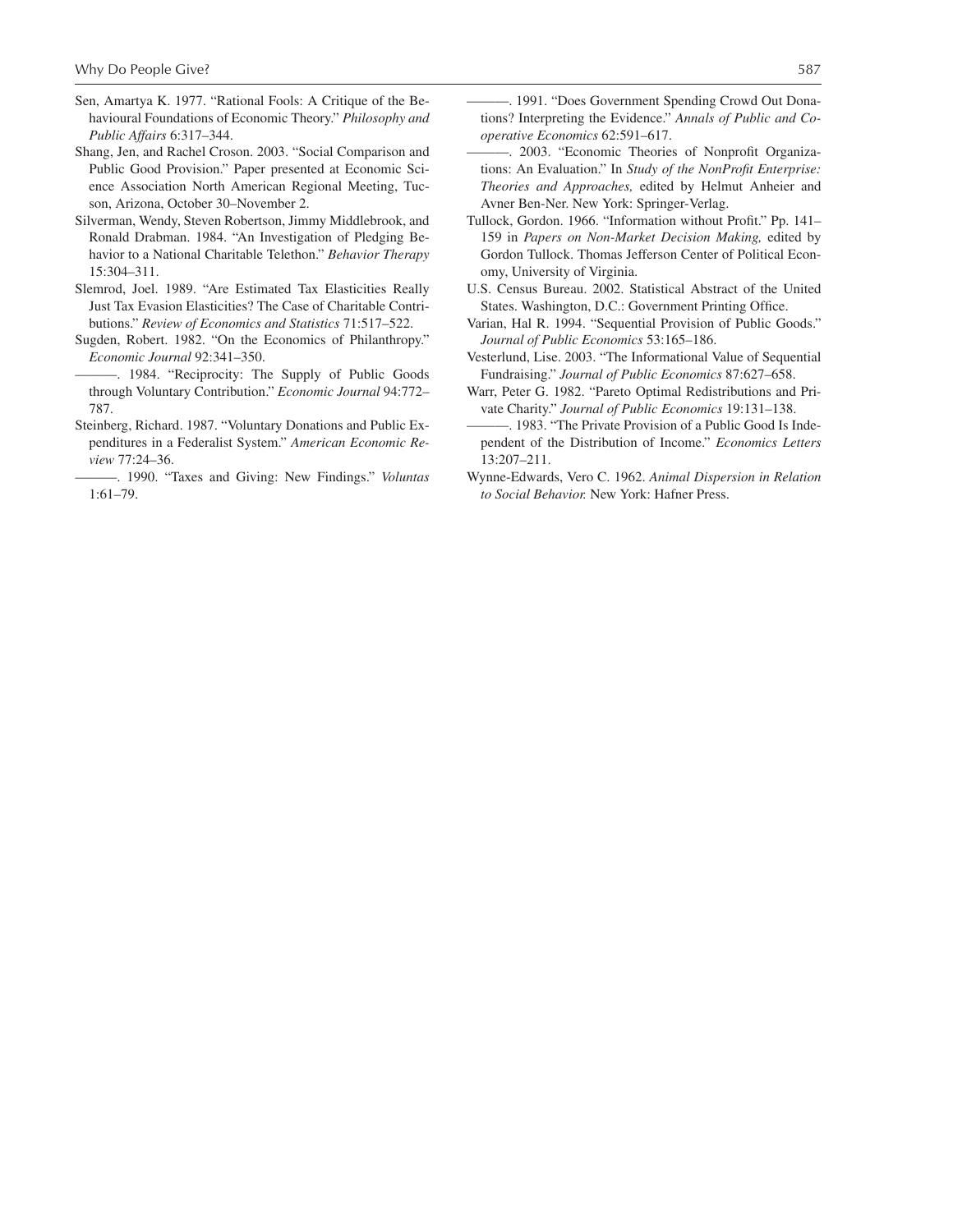Sen, Amartya K. 1977. "Rational Fools: A Critique of the Behavioural Foundations of Economic Theory." *Philosophy and Public Affairs* 6:317–344.

Shang, Jen, and Rachel Croson. 2003. "Social Comparison and Public Good Provision." Paper presented at Economic Science Association North American Regional Meeting, Tucson, Arizona, October 30–November 2.

Silverman, Wendy, Steven Robertson, Jimmy Middlebrook, and Ronald Drabman. 1984. "An Investigation of Pledging Behavior to a National Charitable Telethon." *Behavior Therapy* 15:304–311.

Slemrod, Joel. 1989. "Are Estimated Tax Elasticities Really Just Tax Evasion Elasticities? The Case of Charitable Contributions." *Review of Economics and Statistics* 71:517–522.

Sugden, Robert. 1982. "On the Economics of Philanthropy." *Economic Journal* 92:341–350.

———. 1984. "Reciprocity: The Supply of Public Goods through Voluntary Contribution." *Economic Journal* 94:772–787.

Steinberg, Richard. 1987. "Voluntary Donations and Public Expenditures in a Federalist System." *American Economic Review* 77:24–36.

———. 1990. "Taxes and Giving: New Findings." *Voluntas* 1:61–79.

———. 1991. "Does Government Spending Crowd Out Donations? Interpreting the Evidence." *Annals of Public and Cooperative Economics* 62:591–617.

———. 2003. "Economic Theories of Nonprofit Organizations: An Evaluation." In *Study of the NonProfit Enterprise: Theories and Approaches,* edited by Helmut Anheier and Avner Ben-Ner. New York: Springer-Verlag.

Tullock, Gordon. 1966. "Information without Profit." Pp. 141–159 in *Papers on Non-Market Decision Making,* edited by Gordon Tullock. Thomas Jefferson Center of Political Economy, University of Virginia.

U.S. Census Bureau. 2002. Statistical Abstract of the United States. Washington, D.C.: Government Printing Office.

Varian, Hal R. 1994. "Sequential Provision of Public Goods." *Journal of Public Economics* 53:165–186.

Vesterlund, Lise. 2003. "The Informational Value of Sequential Fundraising." *Journal of Public Economics* 87:627–658.

Warr, Peter G. 1982. "Pareto Optimal Redistributions and Private Charity." *Journal of Public Economics* 19:131–138.

———. 1983. "The Private Provision of a Public Good Is Independent of the Distribution of Income." *Economics Letters* 13:207–211.

Wynne-Edwards, Vero C. 1962. *Animal Dispersion in Relation to Social Behavior.* New York: Hafner Press.